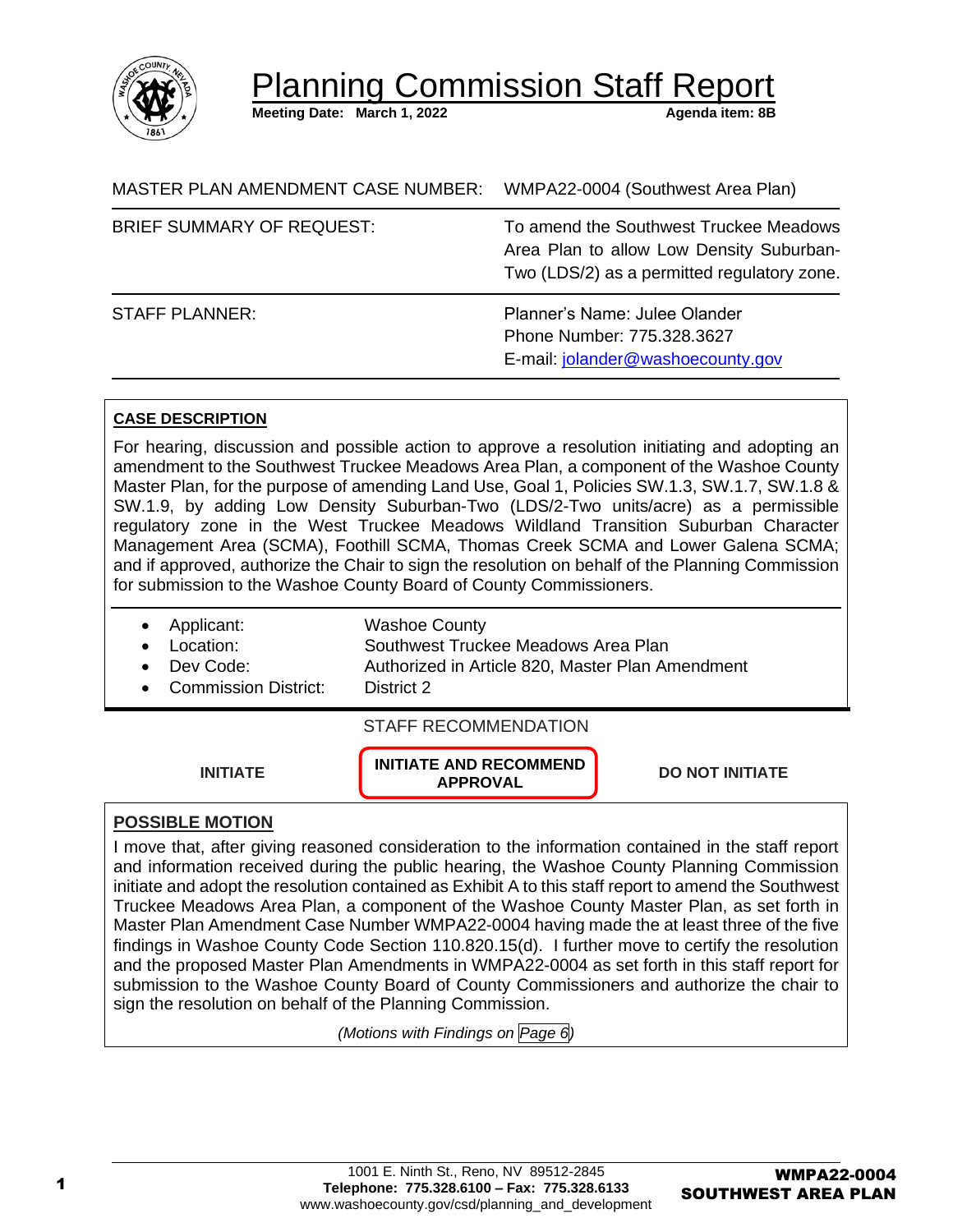# Planning Commission Staff Report

**Meeting Date: March 1, 2022** **Agenda item: 8B**

| | |
|---|---|
| MASTER PLAN AMENDMENT CASE NUMBER: | WMPA22-0004 (Southwest Area Plan) |
| BRIEF SUMMARY OF REQUEST: | To amend the Southwest Truckee Meadows Area Plan to allow Low Density Suburban-Two (LDS/2) as a permitted regulatory zone. |
| STAFF PLANNER: | Planner's Name: Julee Olander<br>Phone Number: 775.328.3627<br>E-mail: jolander@washoecounty.gov |

**CASE DESCRIPTION**

For hearing, discussion and possible action to approve a resolution initiating and adopting an amendment to the Southwest Truckee Meadows Area Plan, a component of the Washoe County Master Plan, for the purpose of amending Land Use, Goal 1, Policies SW.1.3, SW.1.7, SW.1.8 & SW.1.9, by adding Low Density Suburban-Two (LDS/2-Two units/acre) as a permissible regulatory zone in the West Truckee Meadows Wildland Transition Suburban Character Management Area (SCMA), Foothill SCMA, Thomas Creek SCMA and Lower Galena SCMA; and if approved, authorize the Chair to sign the resolution on behalf of the Planning Commission for submission to the Washoe County Board of County Commissioners.

- Applicant: Washoe County
- Location: Southwest Truckee Meadows Area Plan
- Dev Code: Authorized in Article 820, Master Plan Amendment
- Commission District: District 2

STAFF RECOMMENDATION

| INITIATE | **INITIATE AND RECOMMEND APPROVAL** | DO NOT INITIATE |
|---|---|---|

**POSSIBLE MOTION**

I move that, after giving reasoned consideration to the information contained in the staff report and information received during the public hearing, the Washoe County Planning Commission initiate and adopt the resolution contained as Exhibit A to this staff report to amend the Southwest Truckee Meadows Area Plan, a component of the Washoe County Master Plan, as set forth in Master Plan Amendment Case Number WMPA22-0004 having made the at least three of the five findings in Washoe County Code Section 110.820.15(d). I further move to certify the resolution and the proposed Master Plan Amendments in WMPA22-0004 as set forth in this staff report for submission to the Washoe County Board of County Commissioners and authorize the chair to sign the resolution on behalf of the Planning Commission.

*(Motions with Findings on Page 6)*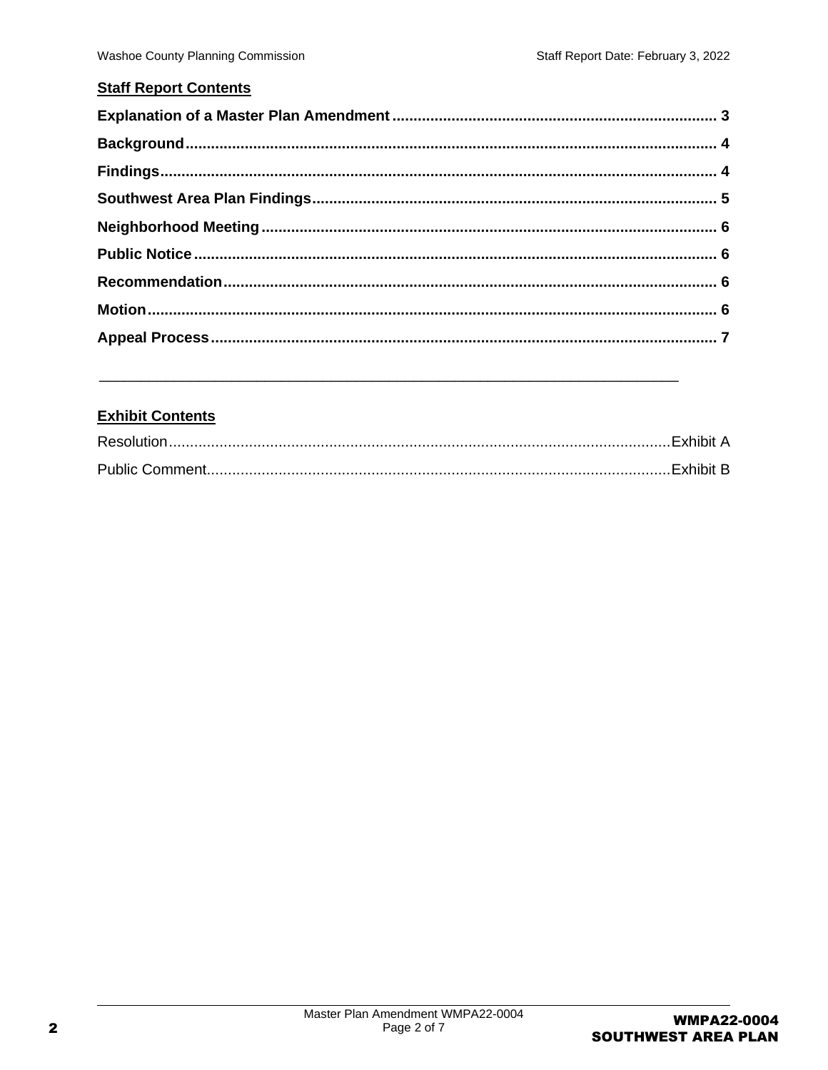## Staff Report Contents

**Explanation of a Master Plan Amendment** ..... 3

**Background** ..... 4

**Findings** ..... 4

**Southwest Area Plan Findings** ..... 5

**Neighborhood Meeting** ..... 6

**Public Notice** ..... 6

**Recommendation** ..... 6

**Motion** ..... 6

**Appeal Process** ..... 7

---

## Exhibit Contents

Resolution ..... Exhibit A

Public Comment ..... Exhibit B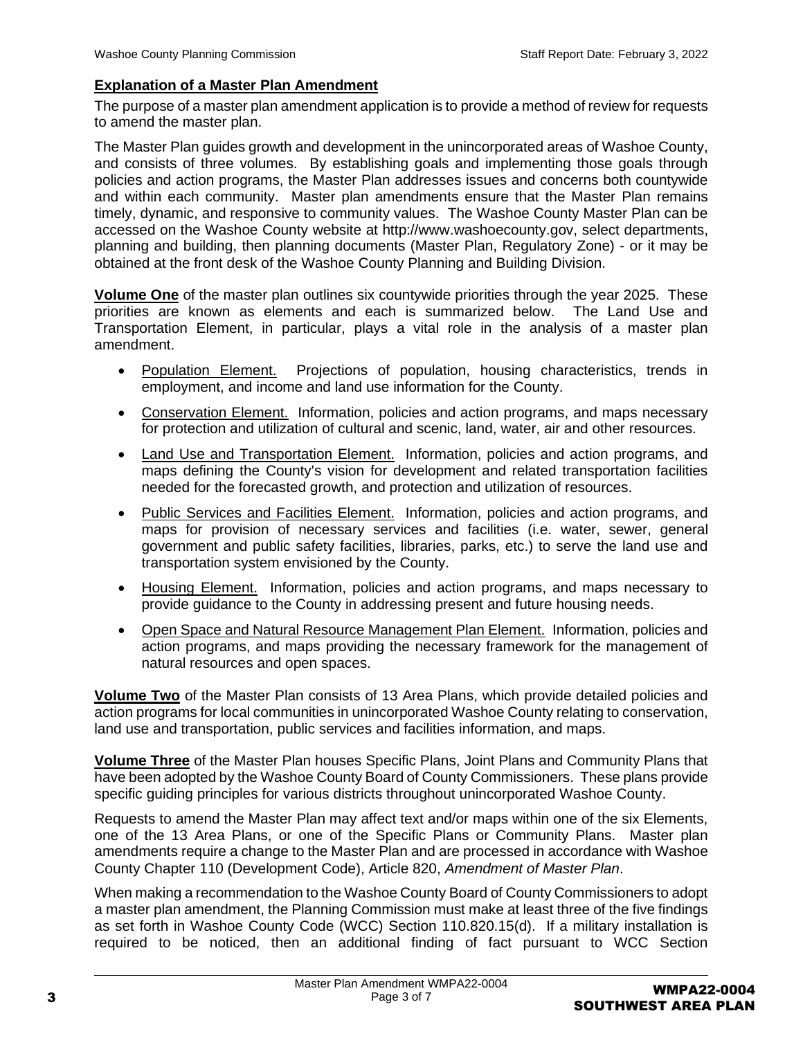## Explanation of a Master Plan Amendment

The purpose of a master plan amendment application is to provide a method of review for requests to amend the master plan.

The Master Plan guides growth and development in the unincorporated areas of Washoe County, and consists of three volumes. By establishing goals and implementing those goals through policies and action programs, the Master Plan addresses issues and concerns both countywide and within each community. Master plan amendments ensure that the Master Plan remains timely, dynamic, and responsive to community values. The Washoe County Master Plan can be accessed on the Washoe County website at http://www.washoecounty.gov, select departments, planning and building, then planning documents (Master Plan, Regulatory Zone) - or it may be obtained at the front desk of the Washoe County Planning and Building Division.

**Volume One** of the master plan outlines six countywide priorities through the year 2025. These priorities are known as elements and each is summarized below. The Land Use and Transportation Element, in particular, plays a vital role in the analysis of a master plan amendment.

- Population Element. Projections of population, housing characteristics, trends in employment, and income and land use information for the County.
- Conservation Element. Information, policies and action programs, and maps necessary for protection and utilization of cultural and scenic, land, water, air and other resources.
- Land Use and Transportation Element. Information, policies and action programs, and maps defining the County's vision for development and related transportation facilities needed for the forecasted growth, and protection and utilization of resources.
- Public Services and Facilities Element. Information, policies and action programs, and maps for provision of necessary services and facilities (i.e. water, sewer, general government and public safety facilities, libraries, parks, etc.) to serve the land use and transportation system envisioned by the County.
- Housing Element. Information, policies and action programs, and maps necessary to provide guidance to the County in addressing present and future housing needs.
- Open Space and Natural Resource Management Plan Element. Information, policies and action programs, and maps providing the necessary framework for the management of natural resources and open spaces.

**Volume Two** of the Master Plan consists of 13 Area Plans, which provide detailed policies and action programs for local communities in unincorporated Washoe County relating to conservation, land use and transportation, public services and facilities information, and maps.

**Volume Three** of the Master Plan houses Specific Plans, Joint Plans and Community Plans that have been adopted by the Washoe County Board of County Commissioners. These plans provide specific guiding principles for various districts throughout unincorporated Washoe County.

Requests to amend the Master Plan may affect text and/or maps within one of the six Elements, one of the 13 Area Plans, or one of the Specific Plans or Community Plans. Master plan amendments require a change to the Master Plan and are processed in accordance with Washoe County Chapter 110 (Development Code), Article 820, *Amendment of Master Plan*.

When making a recommendation to the Washoe County Board of County Commissioners to adopt a master plan amendment, the Planning Commission must make at least three of the five findings as set forth in Washoe County Code (WCC) Section 110.820.15(d). If a military installation is required to be noticed, then an additional finding of fact pursuant to WCC Section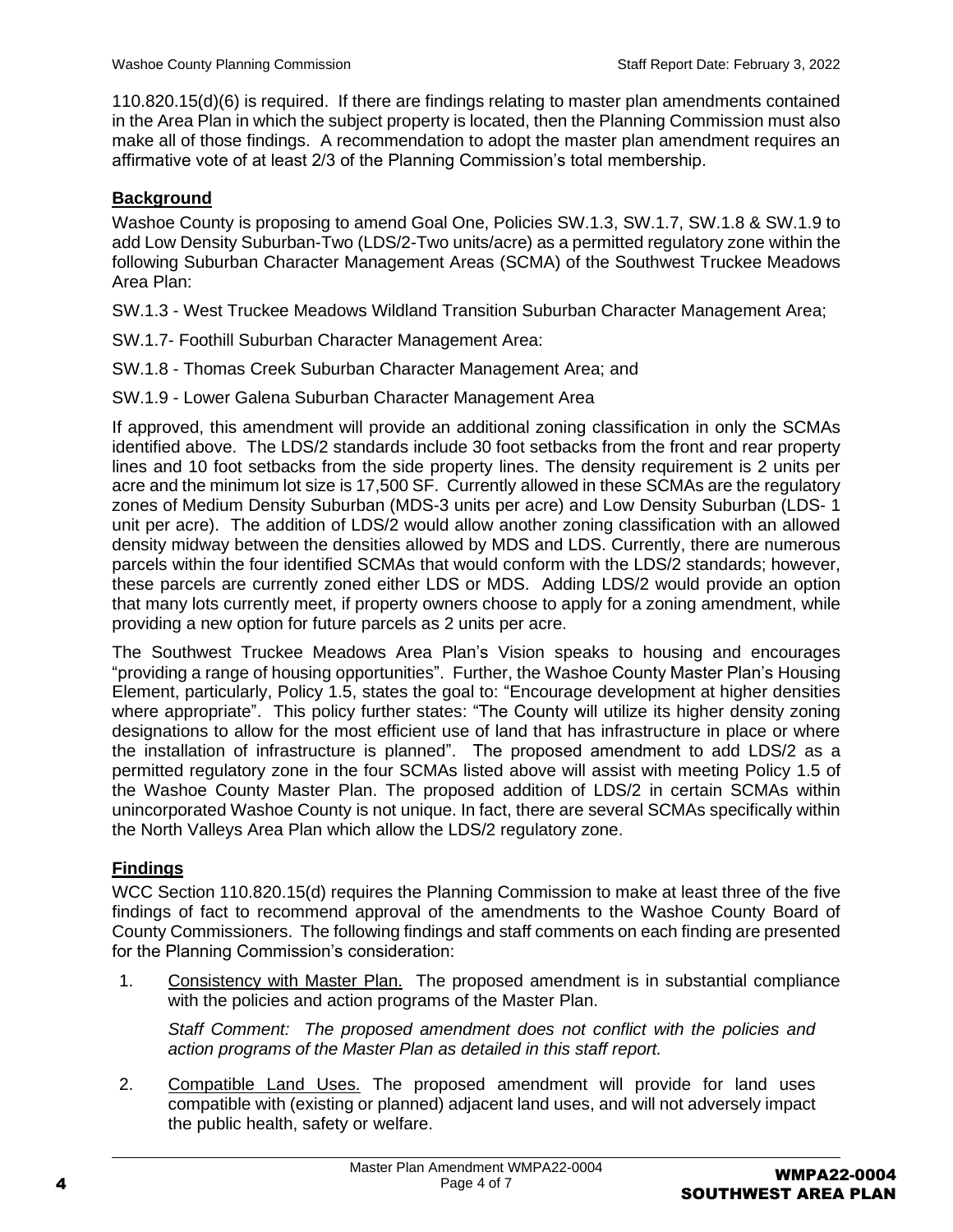110.820.15(d)(6) is required. If there are findings relating to master plan amendments contained in the Area Plan in which the subject property is located, then the Planning Commission must also make all of those findings. A recommendation to adopt the master plan amendment requires an affirmative vote of at least 2/3 of the Planning Commission's total membership.

## Background

Washoe County is proposing to amend Goal One, Policies SW.1.3, SW.1.7, SW.1.8 & SW.1.9 to add Low Density Suburban-Two (LDS/2-Two units/acre) as a permitted regulatory zone within the following Suburban Character Management Areas (SCMA) of the Southwest Truckee Meadows Area Plan:

SW.1.3 - West Truckee Meadows Wildland Transition Suburban Character Management Area;

SW.1.7- Foothill Suburban Character Management Area:

SW.1.8 - Thomas Creek Suburban Character Management Area; and

SW.1.9 - Lower Galena Suburban Character Management Area

If approved, this amendment will provide an additional zoning classification in only the SCMAs identified above. The LDS/2 standards include 30 foot setbacks from the front and rear property lines and 10 foot setbacks from the side property lines. The density requirement is 2 units per acre and the minimum lot size is 17,500 SF. Currently allowed in these SCMAs are the regulatory zones of Medium Density Suburban (MDS-3 units per acre) and Low Density Suburban (LDS- 1 unit per acre). The addition of LDS/2 would allow another zoning classification with an allowed density midway between the densities allowed by MDS and LDS. Currently, there are numerous parcels within the four identified SCMAs that would conform with the LDS/2 standards; however, these parcels are currently zoned either LDS or MDS. Adding LDS/2 would provide an option that many lots currently meet, if property owners choose to apply for a zoning amendment, while providing a new option for future parcels as 2 units per acre.

The Southwest Truckee Meadows Area Plan's Vision speaks to housing and encourages "providing a range of housing opportunities". Further, the Washoe County Master Plan's Housing Element, particularly, Policy 1.5, states the goal to: "Encourage development at higher densities where appropriate". This policy further states: "The County will utilize its higher density zoning designations to allow for the most efficient use of land that has infrastructure in place or where the installation of infrastructure is planned". The proposed amendment to add LDS/2 as a permitted regulatory zone in the four SCMAs listed above will assist with meeting Policy 1.5 of the Washoe County Master Plan. The proposed addition of LDS/2 in certain SCMAs within unincorporated Washoe County is not unique. In fact, there are several SCMAs specifically within the North Valleys Area Plan which allow the LDS/2 regulatory zone.

## Findings

WCC Section 110.820.15(d) requires the Planning Commission to make at least three of the five findings of fact to recommend approval of the amendments to the Washoe County Board of County Commissioners. The following findings and staff comments on each finding are presented for the Planning Commission's consideration:

1. Consistency with Master Plan. The proposed amendment is in substantial compliance with the policies and action programs of the Master Plan.

   *Staff Comment: The proposed amendment does not conflict with the policies and action programs of the Master Plan as detailed in this staff report.*

2. Compatible Land Uses. The proposed amendment will provide for land uses compatible with (existing or planned) adjacent land uses, and will not adversely impact the public health, safety or welfare.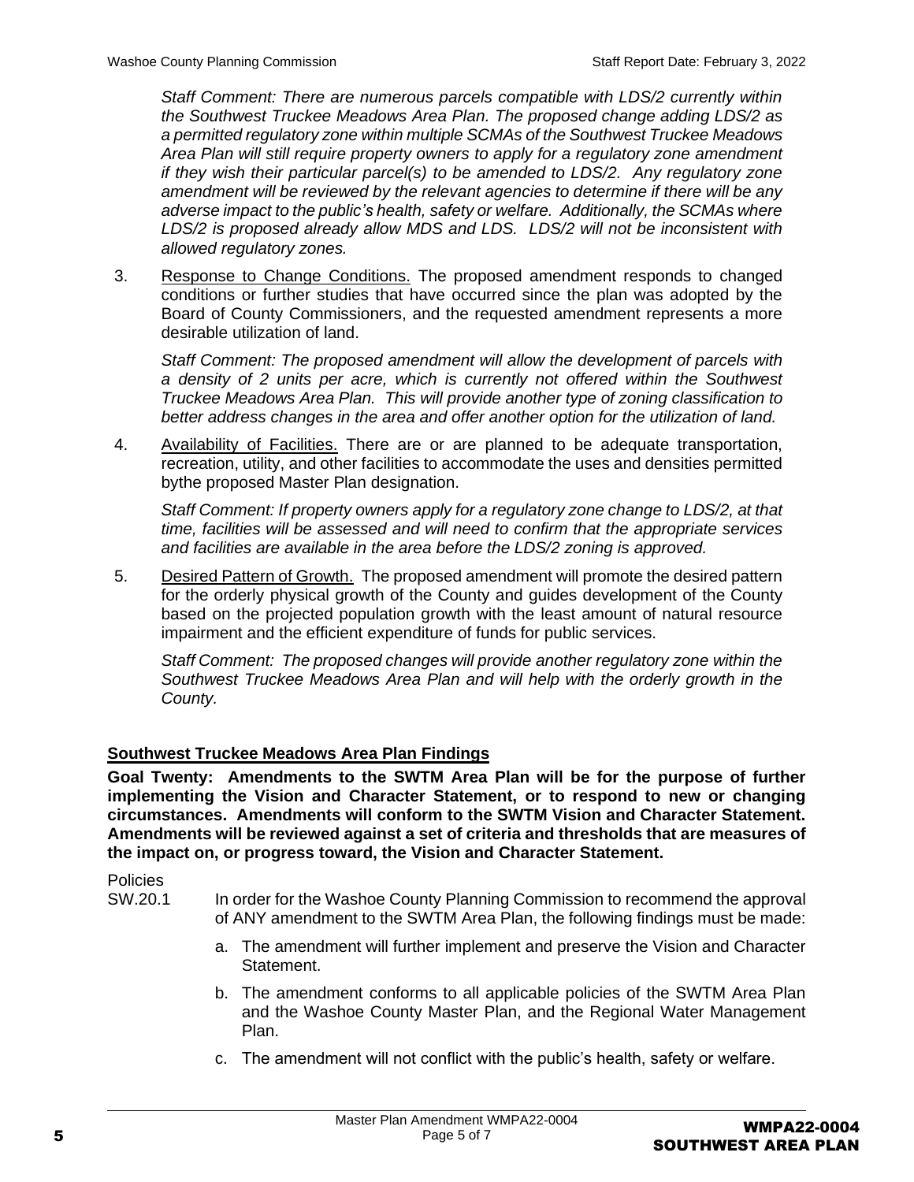*Staff Comment: There are numerous parcels compatible with LDS/2 currently within the Southwest Truckee Meadows Area Plan. The proposed change adding LDS/2 as a permitted regulatory zone within multiple SCMAs of the Southwest Truckee Meadows Area Plan will still require property owners to apply for a regulatory zone amendment if they wish their particular parcel(s) to be amended to LDS/2. Any regulatory zone amendment will be reviewed by the relevant agencies to determine if there will be any adverse impact to the public's health, safety or welfare. Additionally, the SCMAs where LDS/2 is proposed already allow MDS and LDS. LDS/2 will not be inconsistent with allowed regulatory zones.*

3. Response to Change Conditions. The proposed amendment responds to changed conditions or further studies that have occurred since the plan was adopted by the Board of County Commissioners, and the requested amendment represents a more desirable utilization of land.

   *Staff Comment: The proposed amendment will allow the development of parcels with a density of 2 units per acre, which is currently not offered within the Southwest Truckee Meadows Area Plan. This will provide another type of zoning classification to better address changes in the area and offer another option for the utilization of land.*

4. Availability of Facilities. There are or are planned to be adequate transportation, recreation, utility, and other facilities to accommodate the uses and densities permitted bythe proposed Master Plan designation.

   *Staff Comment: If property owners apply for a regulatory zone change to LDS/2, at that time, facilities will be assessed and will need to confirm that the appropriate services and facilities are available in the area before the LDS/2 zoning is approved.*

5. Desired Pattern of Growth. The proposed amendment will promote the desired pattern for the orderly physical growth of the County and guides development of the County based on the projected population growth with the least amount of natural resource impairment and the efficient expenditure of funds for public services.

   *Staff Comment: The proposed changes will provide another regulatory zone within the Southwest Truckee Meadows Area Plan and will help with the orderly growth in the County.*

## Southwest Truckee Meadows Area Plan Findings

**Goal Twenty: Amendments to the SWTM Area Plan will be for the purpose of further implementing the Vision and Character Statement, or to respond to new or changing circumstances. Amendments will conform to the SWTM Vision and Character Statement. Amendments will be reviewed against a set of criteria and thresholds that are measures of the impact on, or progress toward, the Vision and Character Statement.**

Policies

SW.20.1 In order for the Washoe County Planning Commission to recommend the approval of ANY amendment to the SWTM Area Plan, the following findings must be made:

a. The amendment will further implement and preserve the Vision and Character Statement.

b. The amendment conforms to all applicable policies of the SWTM Area Plan and the Washoe County Master Plan, and the Regional Water Management Plan.

c. The amendment will not conflict with the public's health, safety or welfare.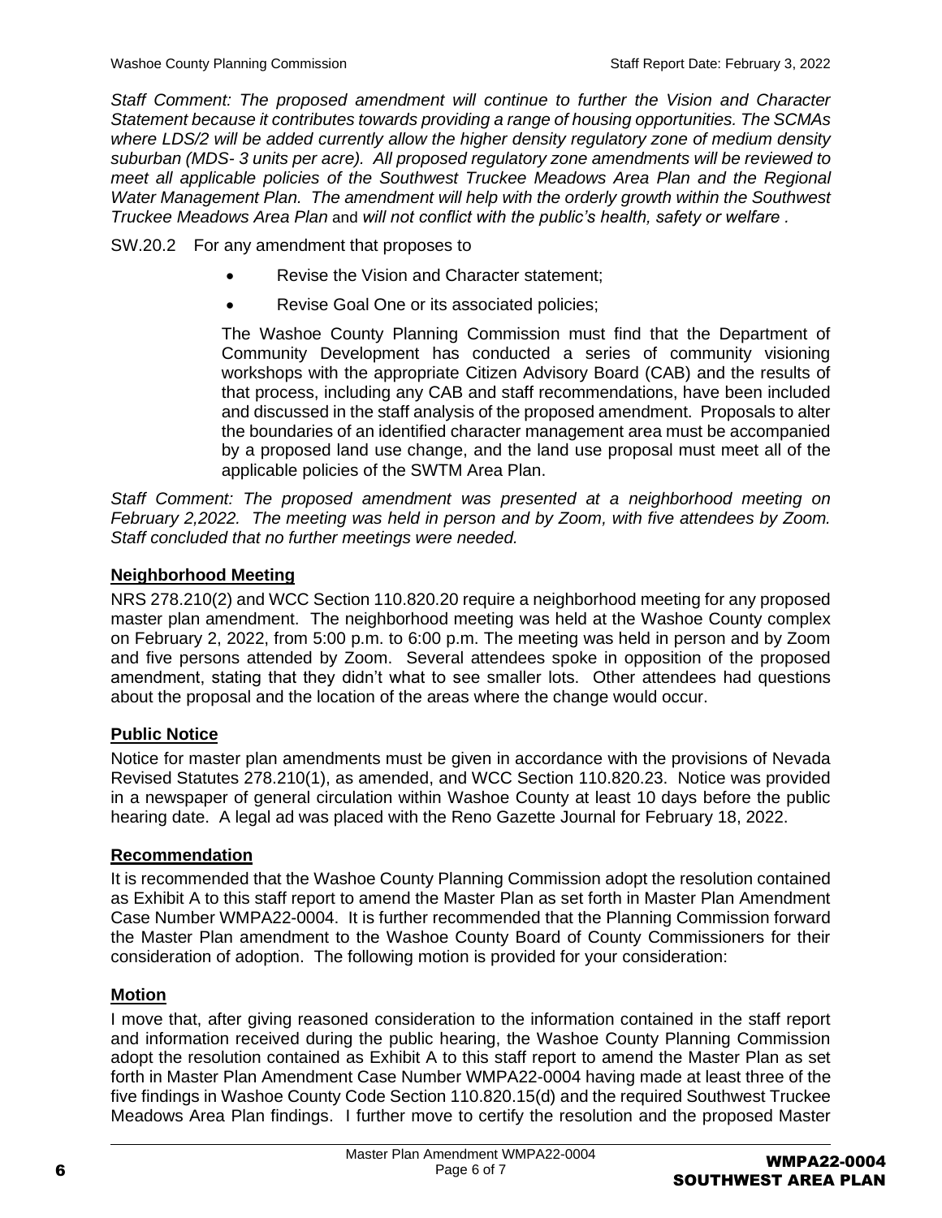*Staff Comment: The proposed amendment will continue to further the Vision and Character Statement because it contributes towards providing a range of housing opportunities. The SCMAs where LDS/2 will be added currently allow the higher density regulatory zone of medium density suburban (MDS- 3 units per acre). All proposed regulatory zone amendments will be reviewed to meet all applicable policies of the Southwest Truckee Meadows Area Plan and the Regional Water Management Plan. The amendment will help with the orderly growth within the Southwest Truckee Meadows Area Plan* and *will not conflict with the public's health, safety or welfare .*

SW.20.2 For any amendment that proposes to

- Revise the Vision and Character statement;
- Revise Goal One or its associated policies;

The Washoe County Planning Commission must find that the Department of Community Development has conducted a series of community visioning workshops with the appropriate Citizen Advisory Board (CAB) and the results of that process, including any CAB and staff recommendations, have been included and discussed in the staff analysis of the proposed amendment. Proposals to alter the boundaries of an identified character management area must be accompanied by a proposed land use change, and the land use proposal must meet all of the applicable policies of the SWTM Area Plan.

*Staff Comment: The proposed amendment was presented at a neighborhood meeting on February 2,2022. The meeting was held in person and by Zoom, with five attendees by Zoom. Staff concluded that no further meetings were needed.*

## Neighborhood Meeting

NRS 278.210(2) and WCC Section 110.820.20 require a neighborhood meeting for any proposed master plan amendment. The neighborhood meeting was held at the Washoe County complex on February 2, 2022, from 5:00 p.m. to 6:00 p.m. The meeting was held in person and by Zoom and five persons attended by Zoom. Several attendees spoke in opposition of the proposed amendment, stating that they didn't what to see smaller lots. Other attendees had questions about the proposal and the location of the areas where the change would occur.

## Public Notice

Notice for master plan amendments must be given in accordance with the provisions of Nevada Revised Statutes 278.210(1), as amended, and WCC Section 110.820.23. Notice was provided in a newspaper of general circulation within Washoe County at least 10 days before the public hearing date. A legal ad was placed with the Reno Gazette Journal for February 18, 2022.

## Recommendation

It is recommended that the Washoe County Planning Commission adopt the resolution contained as Exhibit A to this staff report to amend the Master Plan as set forth in Master Plan Amendment Case Number WMPA22-0004. It is further recommended that the Planning Commission forward the Master Plan amendment to the Washoe County Board of County Commissioners for their consideration of adoption. The following motion is provided for your consideration:

## Motion

I move that, after giving reasoned consideration to the information contained in the staff report and information received during the public hearing, the Washoe County Planning Commission adopt the resolution contained as Exhibit A to this staff report to amend the Master Plan as set forth in Master Plan Amendment Case Number WMPA22-0004 having made at least three of the five findings in Washoe County Code Section 110.820.15(d) and the required Southwest Truckee Meadows Area Plan findings. I further move to certify the resolution and the proposed Master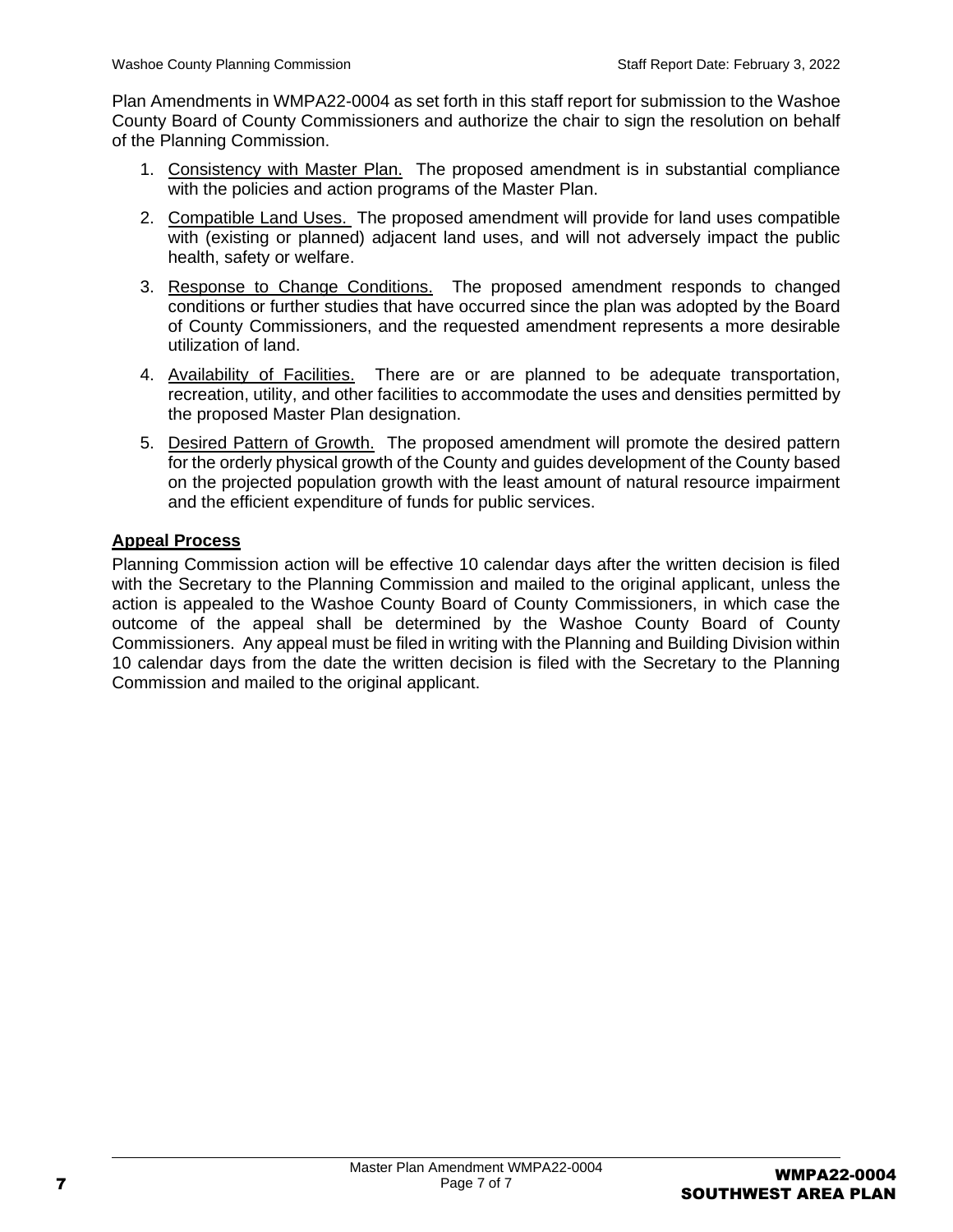Plan Amendments in WMPA22-0004 as set forth in this staff report for submission to the Washoe County Board of County Commissioners and authorize the chair to sign the resolution on behalf of the Planning Commission.

1. Consistency with Master Plan. The proposed amendment is in substantial compliance with the policies and action programs of the Master Plan.
2. Compatible Land Uses. The proposed amendment will provide for land uses compatible with (existing or planned) adjacent land uses, and will not adversely impact the public health, safety or welfare.
3. Response to Change Conditions. The proposed amendment responds to changed conditions or further studies that have occurred since the plan was adopted by the Board of County Commissioners, and the requested amendment represents a more desirable utilization of land.
4. Availability of Facilities. There are or are planned to be adequate transportation, recreation, utility, and other facilities to accommodate the uses and densities permitted by the proposed Master Plan designation.
5. Desired Pattern of Growth. The proposed amendment will promote the desired pattern for the orderly physical growth of the County and guides development of the County based on the projected population growth with the least amount of natural resource impairment and the efficient expenditure of funds for public services.

**Appeal Process**

Planning Commission action will be effective 10 calendar days after the written decision is filed with the Secretary to the Planning Commission and mailed to the original applicant, unless the action is appealed to the Washoe County Board of County Commissioners, in which case the outcome of the appeal shall be determined by the Washoe County Board of County Commissioners. Any appeal must be filed in writing with the Planning and Building Division within 10 calendar days from the date the written decision is filed with the Secretary to the Planning Commission and mailed to the original applicant.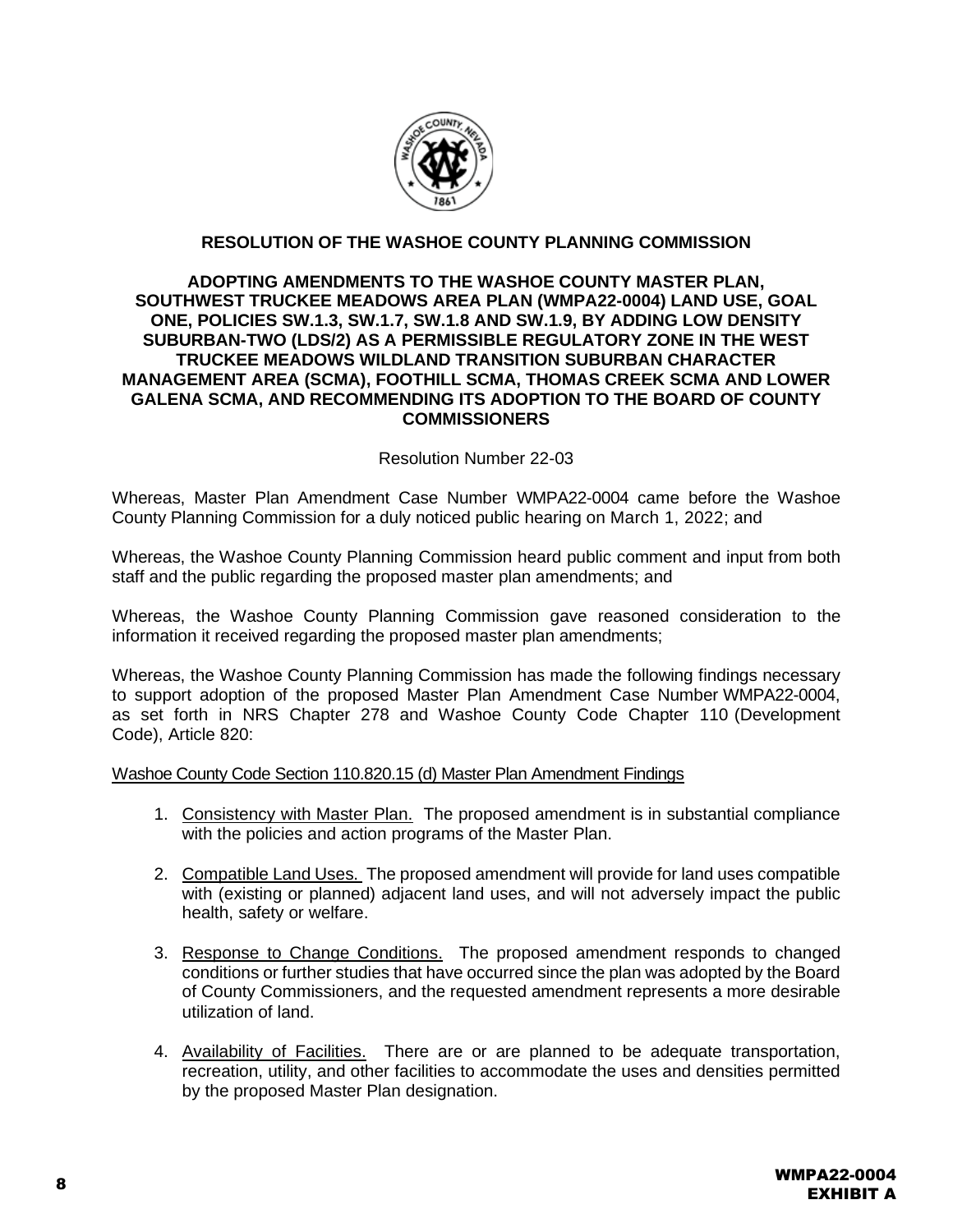**RESOLUTION OF THE WASHOE COUNTY PLANNING COMMISSION**

**ADOPTING AMENDMENTS TO THE WASHOE COUNTY MASTER PLAN, SOUTHWEST TRUCKEE MEADOWS AREA PLAN (WMPA22-0004) LAND USE, GOAL ONE, POLICIES SW.1.3, SW.1.7, SW.1.8 AND SW.1.9, BY ADDING LOW DENSITY SUBURBAN-TWO (LDS/2) AS A PERMISSIBLE REGULATORY ZONE IN THE WEST TRUCKEE MEADOWS WILDLAND TRANSITION SUBURBAN CHARACTER MANAGEMENT AREA (SCMA), FOOTHILL SCMA, THOMAS CREEK SCMA AND LOWER GALENA SCMA, AND RECOMMENDING ITS ADOPTION TO THE BOARD OF COUNTY COMMISSIONERS**

Resolution Number 22-03

Whereas, Master Plan Amendment Case Number WMPA22-0004 came before the Washoe County Planning Commission for a duly noticed public hearing on March 1, 2022; and

Whereas, the Washoe County Planning Commission heard public comment and input from both staff and the public regarding the proposed master plan amendments; and

Whereas, the Washoe County Planning Commission gave reasoned consideration to the information it received regarding the proposed master plan amendments;

Whereas, the Washoe County Planning Commission has made the following findings necessary to support adoption of the proposed Master Plan Amendment Case Number WMPA22-0004, as set forth in NRS Chapter 278 and Washoe County Code Chapter 110 (Development Code), Article 820:

Washoe County Code Section 110.820.15 (d) Master Plan Amendment Findings

1. Consistency with Master Plan. The proposed amendment is in substantial compliance with the policies and action programs of the Master Plan.
2. Compatible Land Uses. The proposed amendment will provide for land uses compatible with (existing or planned) adjacent land uses, and will not adversely impact the public health, safety or welfare.
3. Response to Change Conditions. The proposed amendment responds to changed conditions or further studies that have occurred since the plan was adopted by the Board of County Commissioners, and the requested amendment represents a more desirable utilization of land.
4. Availability of Facilities. There are or are planned to be adequate transportation, recreation, utility, and other facilities to accommodate the uses and densities permitted by the proposed Master Plan designation.

WMPA22-0004
EXHIBIT A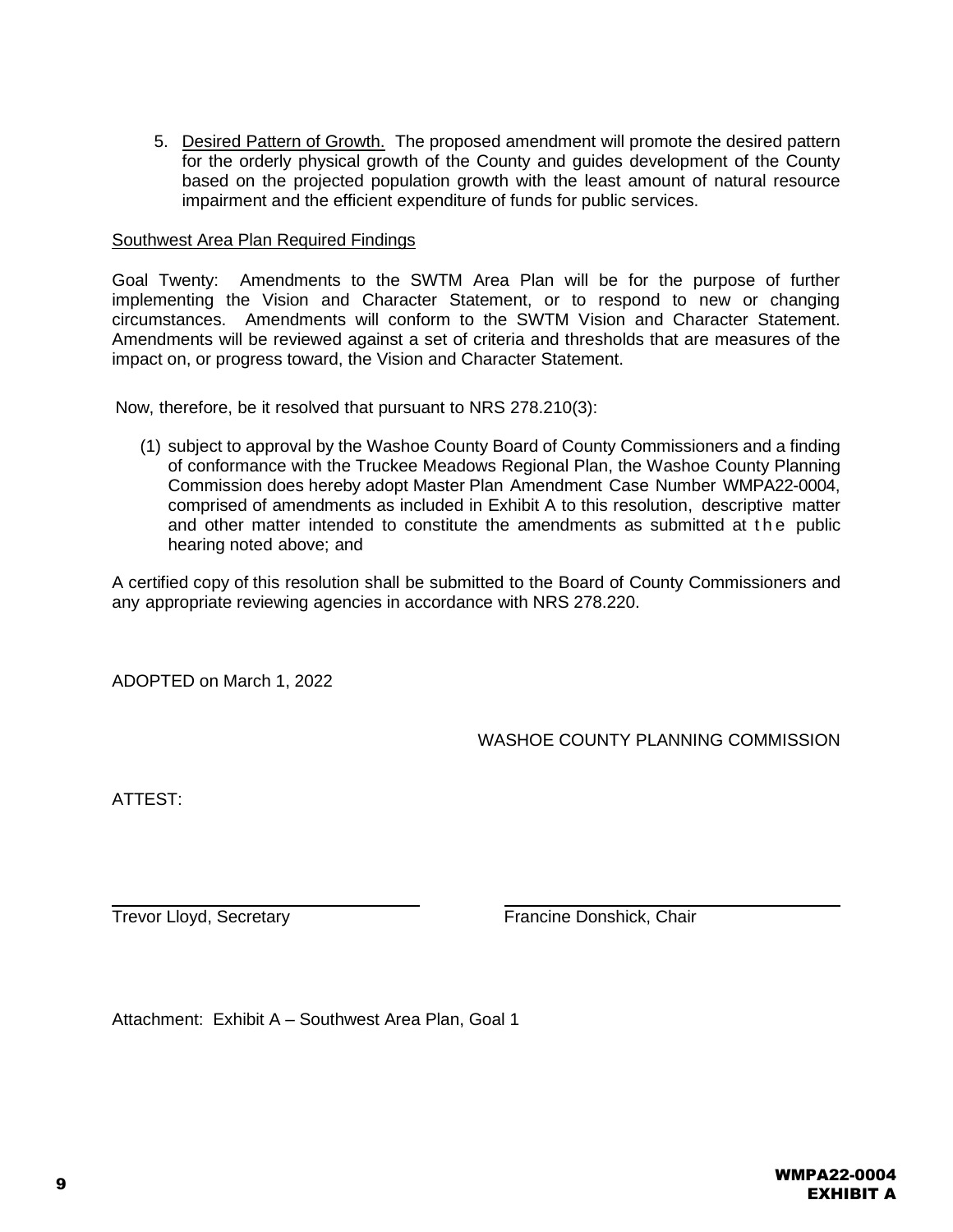5. Desired Pattern of Growth. The proposed amendment will promote the desired pattern for the orderly physical growth of the County and guides development of the County based on the projected population growth with the least amount of natural resource impairment and the efficient expenditure of funds for public services.

Southwest Area Plan Required Findings

Goal Twenty: Amendments to the SWTM Area Plan will be for the purpose of further implementing the Vision and Character Statement, or to respond to new or changing circumstances. Amendments will conform to the SWTM Vision and Character Statement. Amendments will be reviewed against a set of criteria and thresholds that are measures of the impact on, or progress toward, the Vision and Character Statement.

Now, therefore, be it resolved that pursuant to NRS 278.210(3):

(1) subject to approval by the Washoe County Board of County Commissioners and a finding of conformance with the Truckee Meadows Regional Plan, the Washoe County Planning Commission does hereby adopt Master Plan Amendment Case Number WMPA22-0004, comprised of amendments as included in Exhibit A to this resolution, descriptive matter and other matter intended to constitute the amendments as submitted at the public hearing noted above; and

A certified copy of this resolution shall be submitted to the Board of County Commissioners and any appropriate reviewing agencies in accordance with NRS 278.220.

ADOPTED on March 1, 2022

WASHOE COUNTY PLANNING COMMISSION

ATTEST:

Trevor Lloyd, Secretary

Francine Donshick, Chair

Attachment: Exhibit A – Southwest Area Plan, Goal 1

WMPA22-0004
EXHIBIT A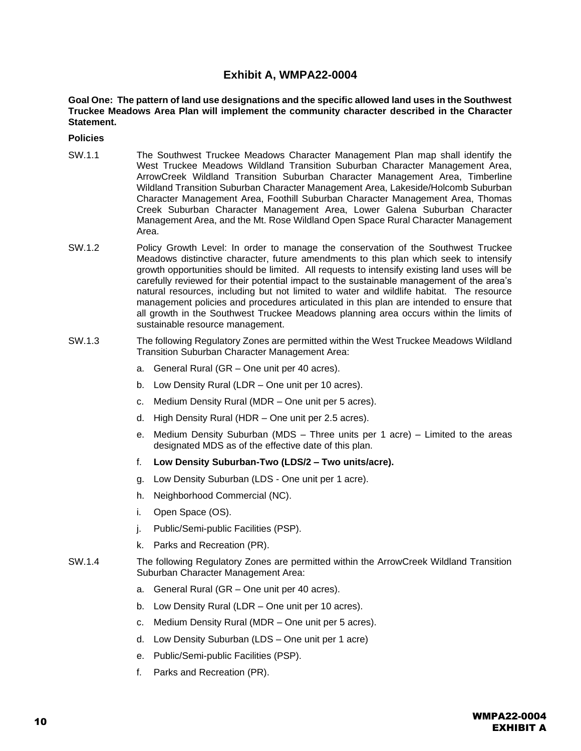## Exhibit A, WMPA22-0004

**Goal One: The pattern of land use designations and the specific allowed land uses in the Southwest Truckee Meadows Area Plan will implement the community character described in the Character Statement.**

**Policies**

SW.1.1 The Southwest Truckee Meadows Character Management Plan map shall identify the West Truckee Meadows Wildland Transition Suburban Character Management Area, ArrowCreek Wildland Transition Suburban Character Management Area, Timberline Wildland Transition Suburban Character Management Area, Lakeside/Holcomb Suburban Character Management Area, Foothill Suburban Character Management Area, Thomas Creek Suburban Character Management Area, Lower Galena Suburban Character Management Area, and the Mt. Rose Wildland Open Space Rural Character Management Area.

SW.1.2 Policy Growth Level: In order to manage the conservation of the Southwest Truckee Meadows distinctive character, future amendments to this plan which seek to intensify growth opportunities should be limited. All requests to intensify existing land uses will be carefully reviewed for their potential impact to the sustainable management of the area's natural resources, including but not limited to water and wildlife habitat. The resource management policies and procedures articulated in this plan are intended to ensure that all growth in the Southwest Truckee Meadows planning area occurs within the limits of sustainable resource management.

SW.1.3 The following Regulatory Zones are permitted within the West Truckee Meadows Wildland Transition Suburban Character Management Area:

a. General Rural (GR – One unit per 40 acres).

b. Low Density Rural (LDR – One unit per 10 acres).

c. Medium Density Rural (MDR – One unit per 5 acres).

d. High Density Rural (HDR – One unit per 2.5 acres).

e. Medium Density Suburban (MDS – Three units per 1 acre) – Limited to the areas designated MDS as of the effective date of this plan.

f. **Low Density Suburban-Two (LDS/2 – Two units/acre).**

g. Low Density Suburban (LDS - One unit per 1 acre).

h. Neighborhood Commercial (NC).

i. Open Space (OS).

j. Public/Semi-public Facilities (PSP).

k. Parks and Recreation (PR).

SW.1.4 The following Regulatory Zones are permitted within the ArrowCreek Wildland Transition Suburban Character Management Area:

a. General Rural (GR – One unit per 40 acres).

b. Low Density Rural (LDR – One unit per 10 acres).

c. Medium Density Rural (MDR – One unit per 5 acres).

d. Low Density Suburban (LDS – One unit per 1 acre)

e. Public/Semi-public Facilities (PSP).

f. Parks and Recreation (PR).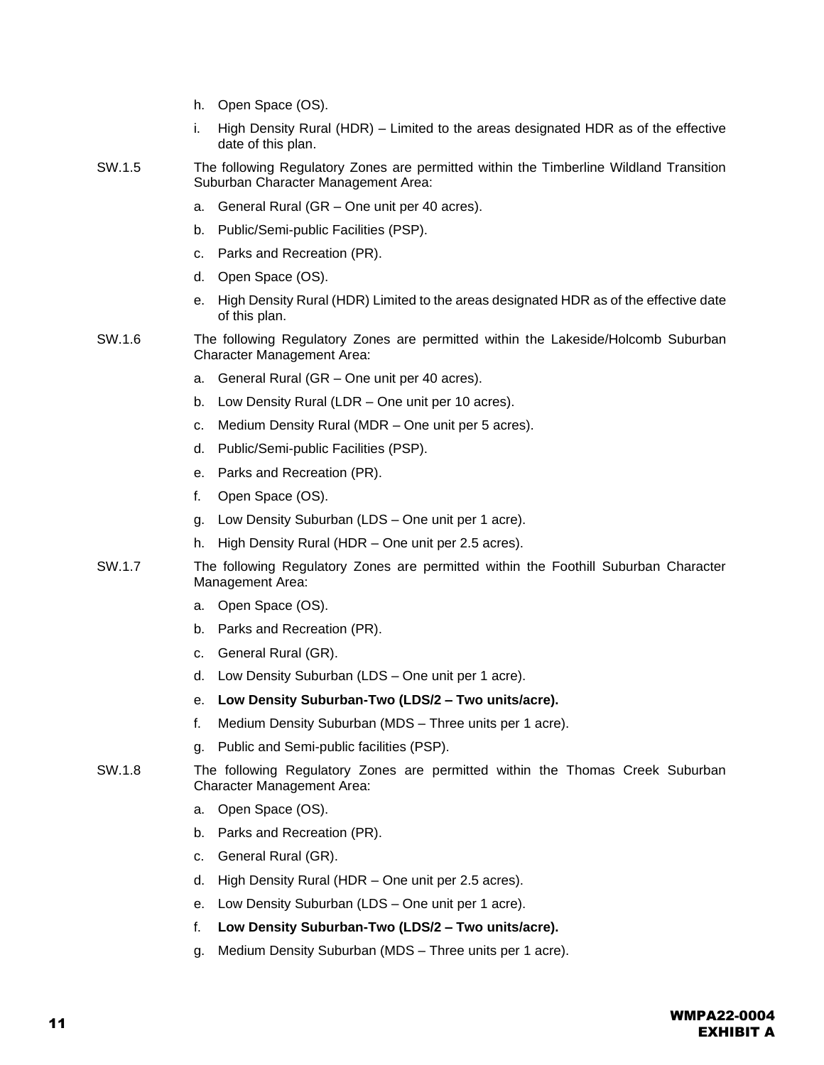h. Open Space (OS).

i. High Density Rural (HDR) – Limited to the areas designated HDR as of the effective date of this plan.

SW.1.5 The following Regulatory Zones are permitted within the Timberline Wildland Transition Suburban Character Management Area:

a. General Rural (GR – One unit per 40 acres).

b. Public/Semi-public Facilities (PSP).

c. Parks and Recreation (PR).

d. Open Space (OS).

e. High Density Rural (HDR) Limited to the areas designated HDR as of the effective date of this plan.

SW.1.6 The following Regulatory Zones are permitted within the Lakeside/Holcomb Suburban Character Management Area:

a. General Rural (GR – One unit per 40 acres).

b. Low Density Rural (LDR – One unit per 10 acres).

c. Medium Density Rural (MDR – One unit per 5 acres).

d. Public/Semi-public Facilities (PSP).

e. Parks and Recreation (PR).

f. Open Space (OS).

g. Low Density Suburban (LDS – One unit per 1 acre).

h. High Density Rural (HDR – One unit per 2.5 acres).

SW.1.7 The following Regulatory Zones are permitted within the Foothill Suburban Character Management Area:

a. Open Space (OS).

b. Parks and Recreation (PR).

c. General Rural (GR).

d. Low Density Suburban (LDS – One unit per 1 acre).

e. **Low Density Suburban-Two (LDS/2 – Two units/acre).**

f. Medium Density Suburban (MDS – Three units per 1 acre).

g. Public and Semi-public facilities (PSP).

SW.1.8 The following Regulatory Zones are permitted within the Thomas Creek Suburban Character Management Area:

a. Open Space (OS).

b. Parks and Recreation (PR).

c. General Rural (GR).

d. High Density Rural (HDR – One unit per 2.5 acres).

e. Low Density Suburban (LDS – One unit per 1 acre).

f. **Low Density Suburban-Two (LDS/2 – Two units/acre).**

g. Medium Density Suburban (MDS – Three units per 1 acre).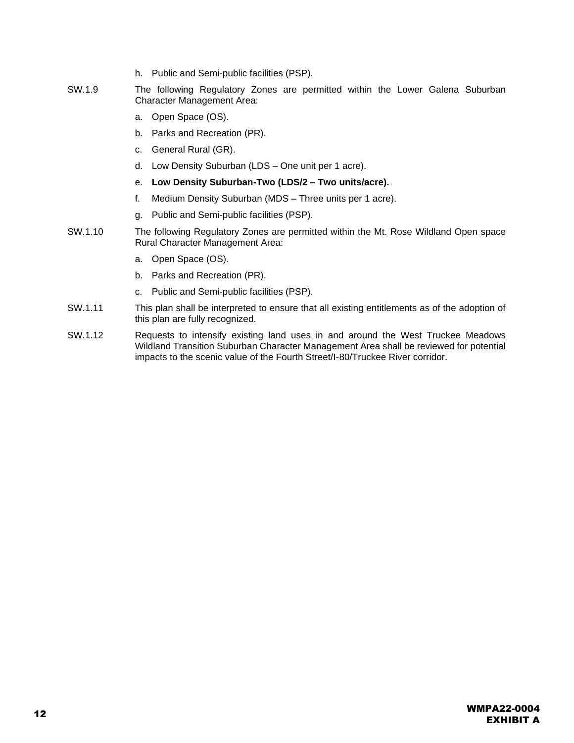h. Public and Semi-public facilities (PSP).

SW.1.9 The following Regulatory Zones are permitted within the Lower Galena Suburban Character Management Area:

a. Open Space (OS).

b. Parks and Recreation (PR).

c. General Rural (GR).

d. Low Density Suburban (LDS – One unit per 1 acre).

e. **Low Density Suburban-Two (LDS/2 – Two units/acre).**

f. Medium Density Suburban (MDS – Three units per 1 acre).

g. Public and Semi-public facilities (PSP).

SW.1.10 The following Regulatory Zones are permitted within the Mt. Rose Wildland Open space Rural Character Management Area:

a. Open Space (OS).

b. Parks and Recreation (PR).

c. Public and Semi-public facilities (PSP).

SW.1.11 This plan shall be interpreted to ensure that all existing entitlements as of the adoption of this plan are fully recognized.

SW.1.12 Requests to intensify existing land uses in and around the West Truckee Meadows Wildland Transition Suburban Character Management Area shall be reviewed for potential impacts to the scenic value of the Fourth Street/I-80/Truckee River corridor.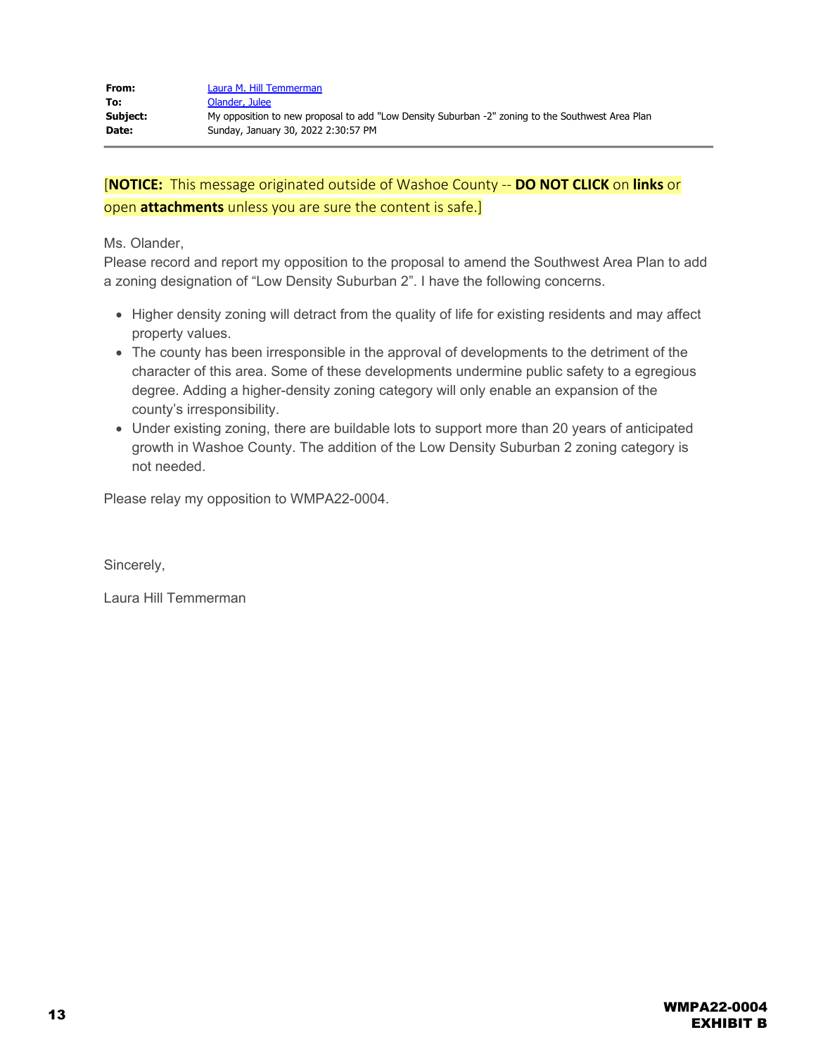| | |
|---|---|
| **From:** | Laura M. Hill Temmerman |
| **To:** | Olander, Julee |
| **Subject:** | My opposition to new proposal to add "Low Density Suburban -2" zoning to the Southwest Area Plan |
| **Date:** | Sunday, January 30, 2022 2:30:57 PM |

[**NOTICE:** This message originated outside of Washoe County -- **DO NOT CLICK** on **links** or open **attachments** unless you are sure the content is safe.]

Ms. Olander,

Please record and report my opposition to the proposal to amend the Southwest Area Plan to add a zoning designation of "Low Density Suburban 2". I have the following concerns.

- Higher density zoning will detract from the quality of life for existing residents and may affect property values.
- The county has been irresponsible in the approval of developments to the detriment of the character of this area. Some of these developments undermine public safety to a egregious degree. Adding a higher-density zoning category will only enable an expansion of the county's irresponsibility.
- Under existing zoning, there are buildable lots to support more than 20 years of anticipated growth in Washoe County. The addition of the Low Density Suburban 2 zoning category is not needed.

Please relay my opposition to WMPA22-0004.

Sincerely,

Laura Hill Temmerman

**WMPA22-0004**
**EXHIBIT B**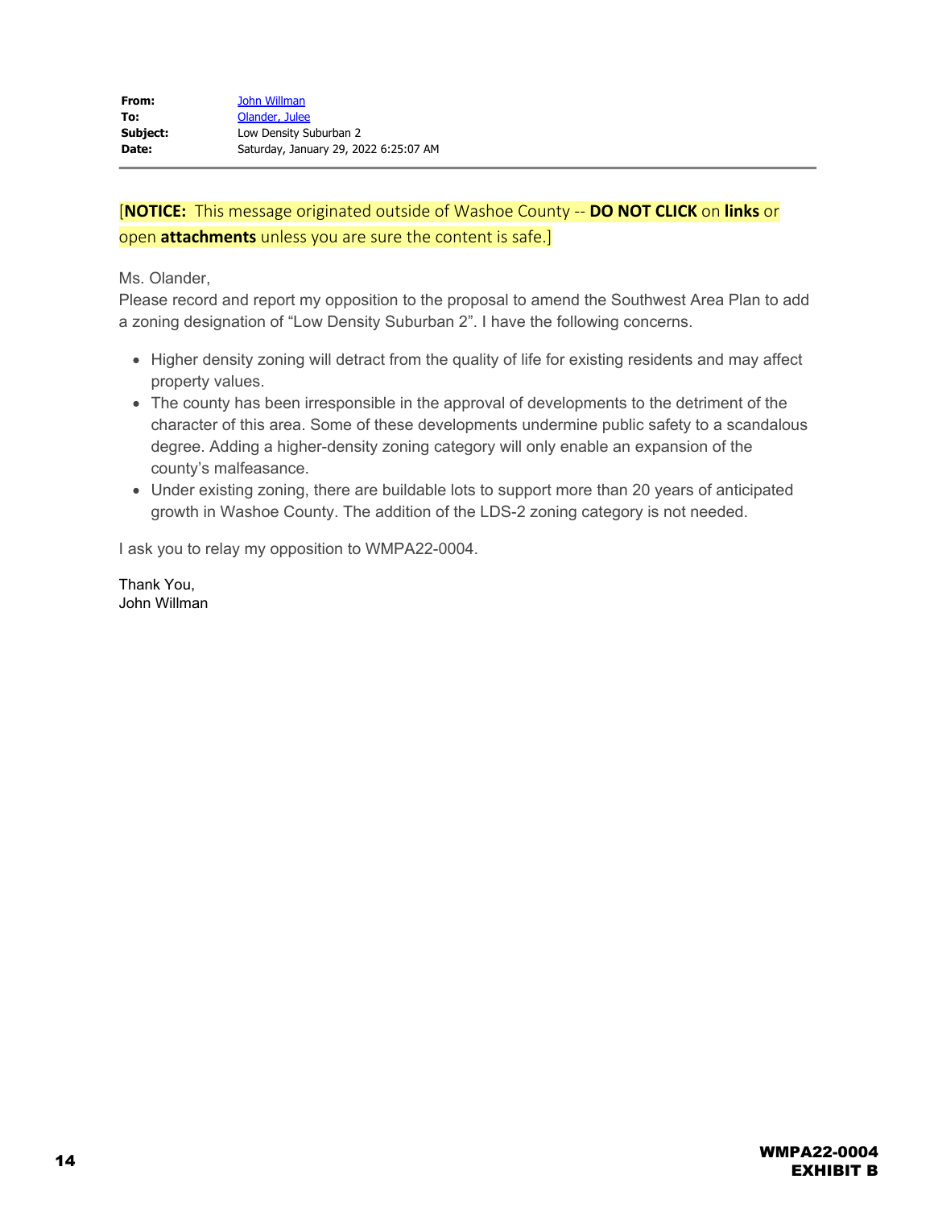| | |
|---|---|
| **From:** | John Willman |
| **To:** | Olander, Julee |
| **Subject:** | Low Density Suburban 2 |
| **Date:** | Saturday, January 29, 2022 6:25:07 AM |

[**NOTICE:** This message originated outside of Washoe County -- **DO NOT CLICK** on **links** or open **attachments** unless you are sure the content is safe.]

Ms. Olander,

Please record and report my opposition to the proposal to amend the Southwest Area Plan to add a zoning designation of "Low Density Suburban 2". I have the following concerns.

- Higher density zoning will detract from the quality of life for existing residents and may affect property values.
- The county has been irresponsible in the approval of developments to the detriment of the character of this area. Some of these developments undermine public safety to a scandalous degree. Adding a higher-density zoning category will only enable an expansion of the county's malfeasance.
- Under existing zoning, there are buildable lots to support more than 20 years of anticipated growth in Washoe County. The addition of the LDS-2 zoning category is not needed.

I ask you to relay my opposition to WMPA22-0004.

Thank You,
John Willman

**WMPA22-0004**
**EXHIBIT B**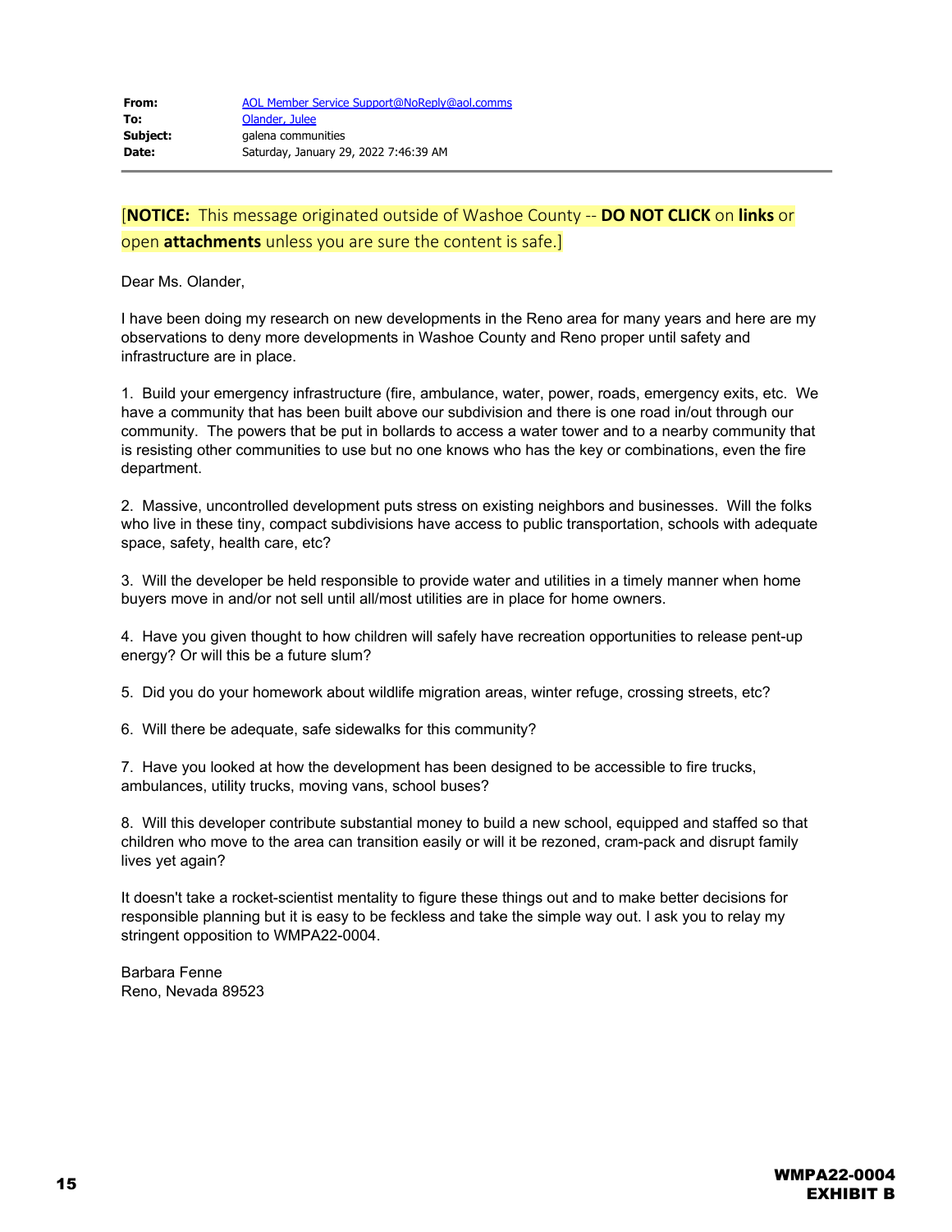| | |
|---|---|
| **From:** | AOL Member Service Support@NoReply@aol.comms |
| **To:** | Olander, Julee |
| **Subject:** | galena communities |
| **Date:** | Saturday, January 29, 2022 7:46:39 AM |

[**NOTICE:** This message originated outside of Washoe County -- **DO NOT CLICK** on **links** or open **attachments** unless you are sure the content is safe.]

Dear Ms. Olander,

I have been doing my research on new developments in the Reno area for many years and here are my observations to deny more developments in Washoe County and Reno proper until safety and infrastructure are in place.

1. Build your emergency infrastructure (fire, ambulance, water, power, roads, emergency exits, etc. We have a community that has been built above our subdivision and there is one road in/out through our community. The powers that be put in bollards to access a water tower and to a nearby community that is resisting other communities to use but no one knows who has the key or combinations, even the fire department.

2. Massive, uncontrolled development puts stress on existing neighbors and businesses. Will the folks who live in these tiny, compact subdivisions have access to public transportation, schools with adequate space, safety, health care, etc?

3. Will the developer be held responsible to provide water and utilities in a timely manner when home buyers move in and/or not sell until all/most utilities are in place for home owners.

4. Have you given thought to how children will safely have recreation opportunities to release pent-up energy? Or will this be a future slum?

5. Did you do your homework about wildlife migration areas, winter refuge, crossing streets, etc?

6. Will there be adequate, safe sidewalks for this community?

7. Have you looked at how the development has been designed to be accessible to fire trucks, ambulances, utility trucks, moving vans, school buses?

8. Will this developer contribute substantial money to build a new school, equipped and staffed so that children who move to the area can transition easily or will it be rezoned, cram-pack and disrupt family lives yet again?

It doesn't take a rocket-scientist mentality to figure these things out and to make better decisions for responsible planning but it is easy to be feckless and take the simple way out. I ask you to relay my stringent opposition to WMPA22-0004.

Barbara Fenne
Reno, Nevada 89523

**WMPA22-0004**
**EXHIBIT B**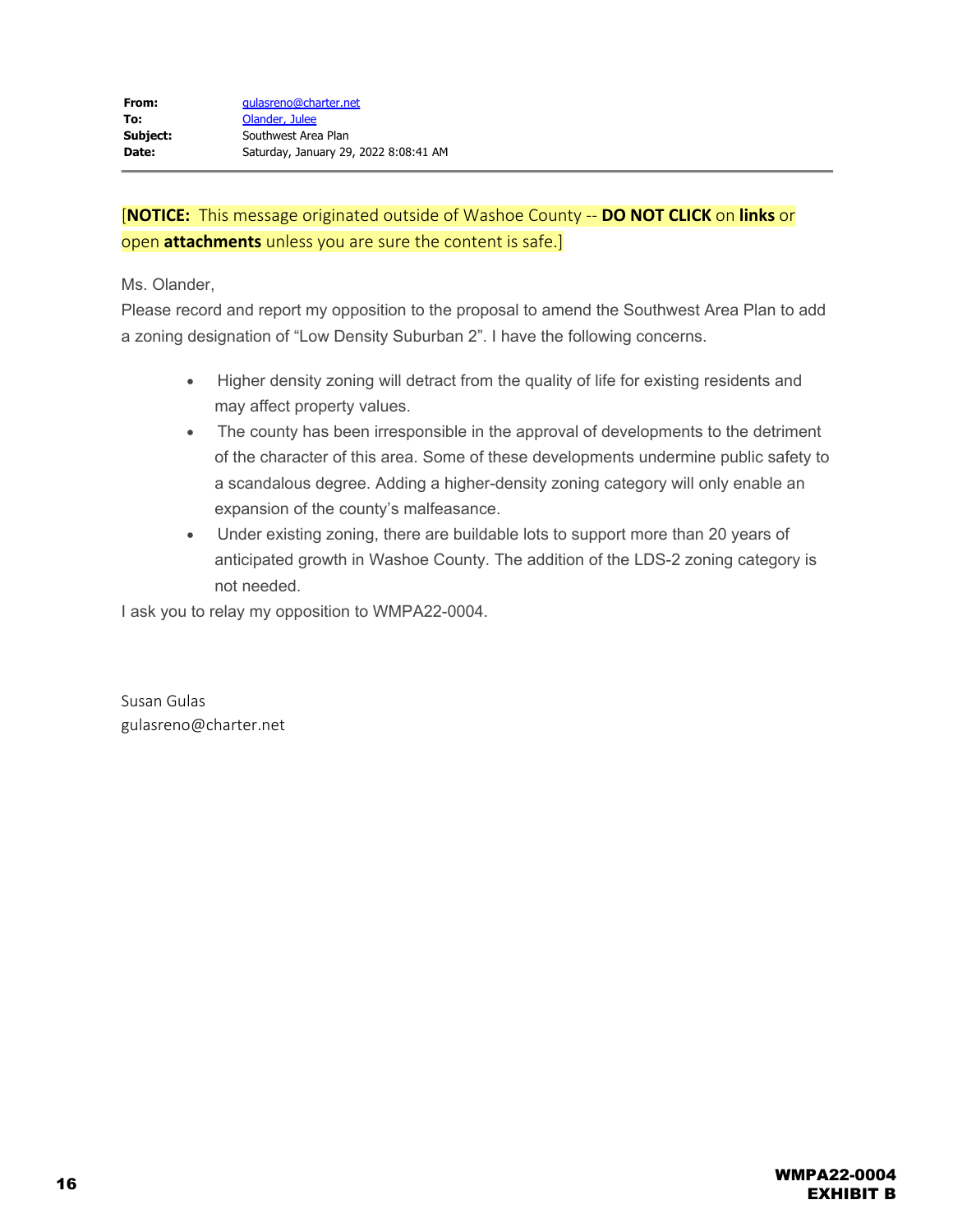**From:** gulasreno@charter.net
**To:** Olander, Julee
**Subject:** Southwest Area Plan
**Date:** Saturday, January 29, 2022 8:08:41 AM

[**NOTICE:** This message originated outside of Washoe County -- **DO NOT CLICK** on **links** or open **attachments** unless you are sure the content is safe.]

Ms. Olander,

Please record and report my opposition to the proposal to amend the Southwest Area Plan to add a zoning designation of "Low Density Suburban 2". I have the following concerns.

- Higher density zoning will detract from the quality of life for existing residents and may affect property values.
- The county has been irresponsible in the approval of developments to the detriment of the character of this area. Some of these developments undermine public safety to a scandalous degree. Adding a higher-density zoning category will only enable an expansion of the county's malfeasance.
- Under existing zoning, there are buildable lots to support more than 20 years of anticipated growth in Washoe County. The addition of the LDS-2 zoning category is not needed.

I ask you to relay my opposition to WMPA22-0004.

Susan Gulas
gulasreno@charter.net

**WMPA22-0004**
**EXHIBIT B**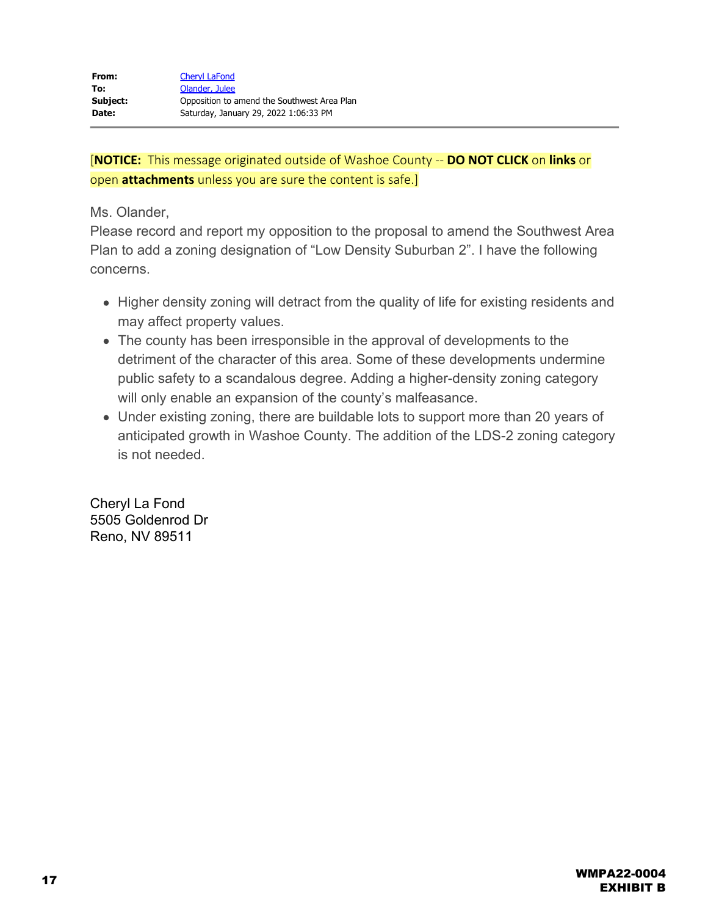| | |
|---|---|
| **From:** | Cheryl LaFond |
| **To:** | Olander, Julee |
| **Subject:** | Opposition to amend the Southwest Area Plan |
| **Date:** | Saturday, January 29, 2022 1:06:33 PM |

[**NOTICE:** This message originated outside of Washoe County -- **DO NOT CLICK** on **links** or open **attachments** unless you are sure the content is safe.]

Ms. Olander,
Please record and report my opposition to the proposal to amend the Southwest Area Plan to add a zoning designation of "Low Density Suburban 2". I have the following concerns.

- Higher density zoning will detract from the quality of life for existing residents and may affect property values.
- The county has been irresponsible in the approval of developments to the detriment of the character of this area. Some of these developments undermine public safety to a scandalous degree. Adding a higher-density zoning category will only enable an expansion of the county's malfeasance.
- Under existing zoning, there are buildable lots to support more than 20 years of anticipated growth in Washoe County. The addition of the LDS-2 zoning category is not needed.

Cheryl La Fond
5505 Goldenrod Dr
Reno, NV 89511

**WMPA22-0004**
**EXHIBIT B**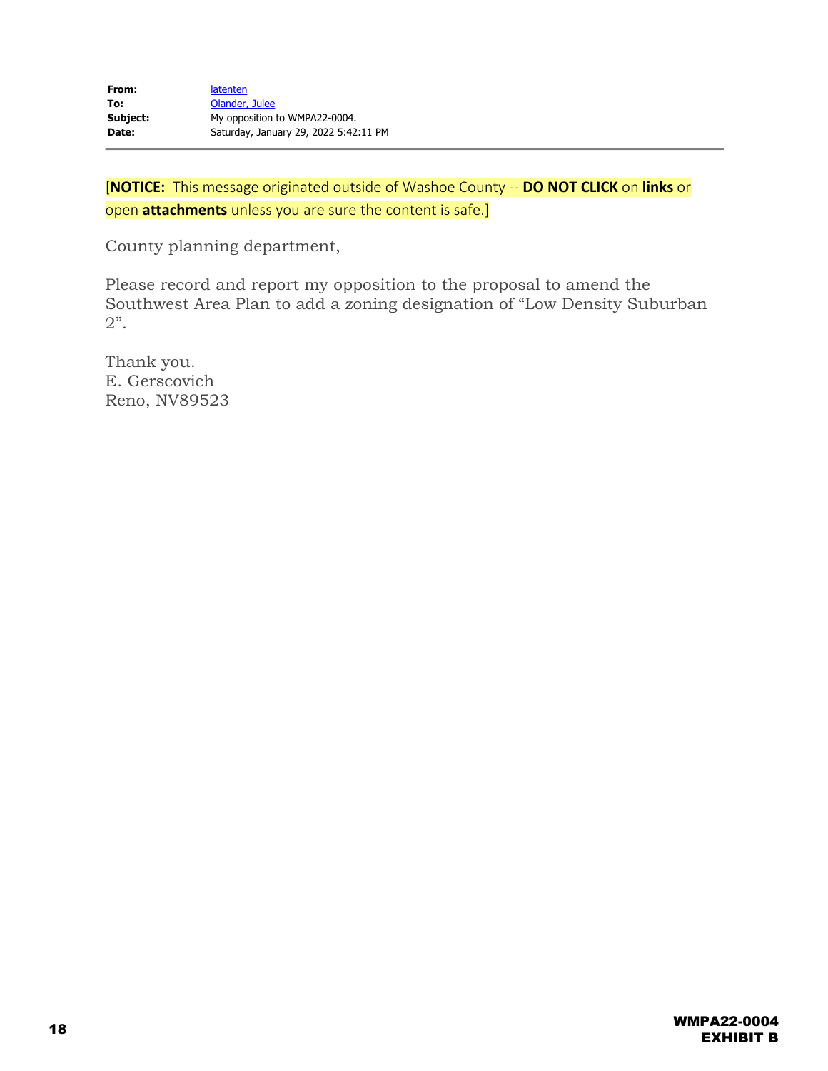| | |
|---|---|
| **From:** | latenten |
| **To:** | Olander, Julee |
| **Subject:** | My opposition to WMPA22-0004. |
| **Date:** | Saturday, January 29, 2022 5:42:11 PM |

[**NOTICE:** This message originated outside of Washoe County -- **DO NOT CLICK** on **links** or open **attachments** unless you are sure the content is safe.]

County planning department,

Please record and report my opposition to the proposal to amend the Southwest Area Plan to add a zoning designation of "Low Density Suburban 2".

Thank you.
E. Gerscovich
Reno, NV89523

**WMPA22-0004**
**EXHIBIT B**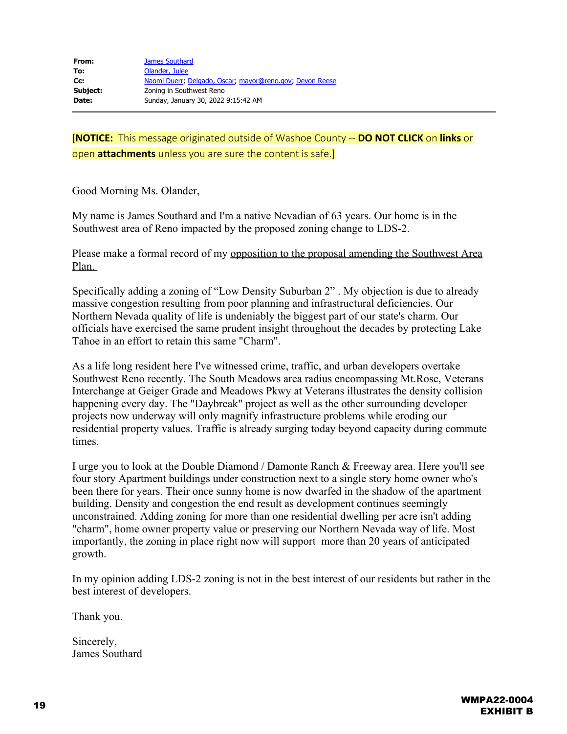| | |
|---|---|
| **From:** | James Southard |
| **To:** | Olander, Julee |
| **Cc:** | Naomi Duerr; Delgado, Oscar; mayor@reno.gov; Devon Reese |
| **Subject:** | Zoning in Southwest Reno |
| **Date:** | Sunday, January 30, 2022 9:15:42 AM |

[**NOTICE:** This message originated outside of Washoe County -- **DO NOT CLICK** on **links** or open **attachments** unless you are sure the content is safe.]

Good Morning Ms. Olander,

My name is James Southard and I'm a native Nevadian of 63 years. Our home is in the Southwest area of Reno impacted by the proposed zoning change to LDS-2.

Please make a formal record of my opposition to the proposal amending the Southwest Area Plan.

Specifically adding a zoning of "Low Density Suburban 2" . My objection is due to already massive congestion resulting from poor planning and infrastructural deficiencies. Our Northern Nevada quality of life is undeniably the biggest part of our state's charm. Our officials have exercised the same prudent insight throughout the decades by protecting Lake Tahoe in an effort to retain this same "Charm".

As a life long resident here I've witnessed crime, traffic, and urban developers overtake Southwest Reno recently. The South Meadows area radius encompassing Mt.Rose, Veterans Interchange at Geiger Grade and Meadows Pkwy at Veterans illustrates the density collision happening every day. The "Daybreak" project as well as the other surrounding developer projects now underway will only magnify infrastructure problems while eroding our residential property values. Traffic is already surging today beyond capacity during commute times.

I urge you to look at the Double Diamond / Damonte Ranch & Freeway area. Here you'll see four story Apartment buildings under construction next to a single story home owner who's been there for years. Their once sunny home is now dwarfed in the shadow of the apartment building. Density and congestion the end result as development continues seemingly unconstrained. Adding zoning for more than one residential dwelling per acre isn't adding "charm", home owner property value or preserving our Northern Nevada way of life. Most importantly, the zoning in place right now will support more than 20 years of anticipated growth.

In my opinion adding LDS-2 zoning is not in the best interest of our residents but rather in the best interest of developers.

Thank you.

Sincerely,
James Southard

**WMPA22-0004**
**EXHIBIT B**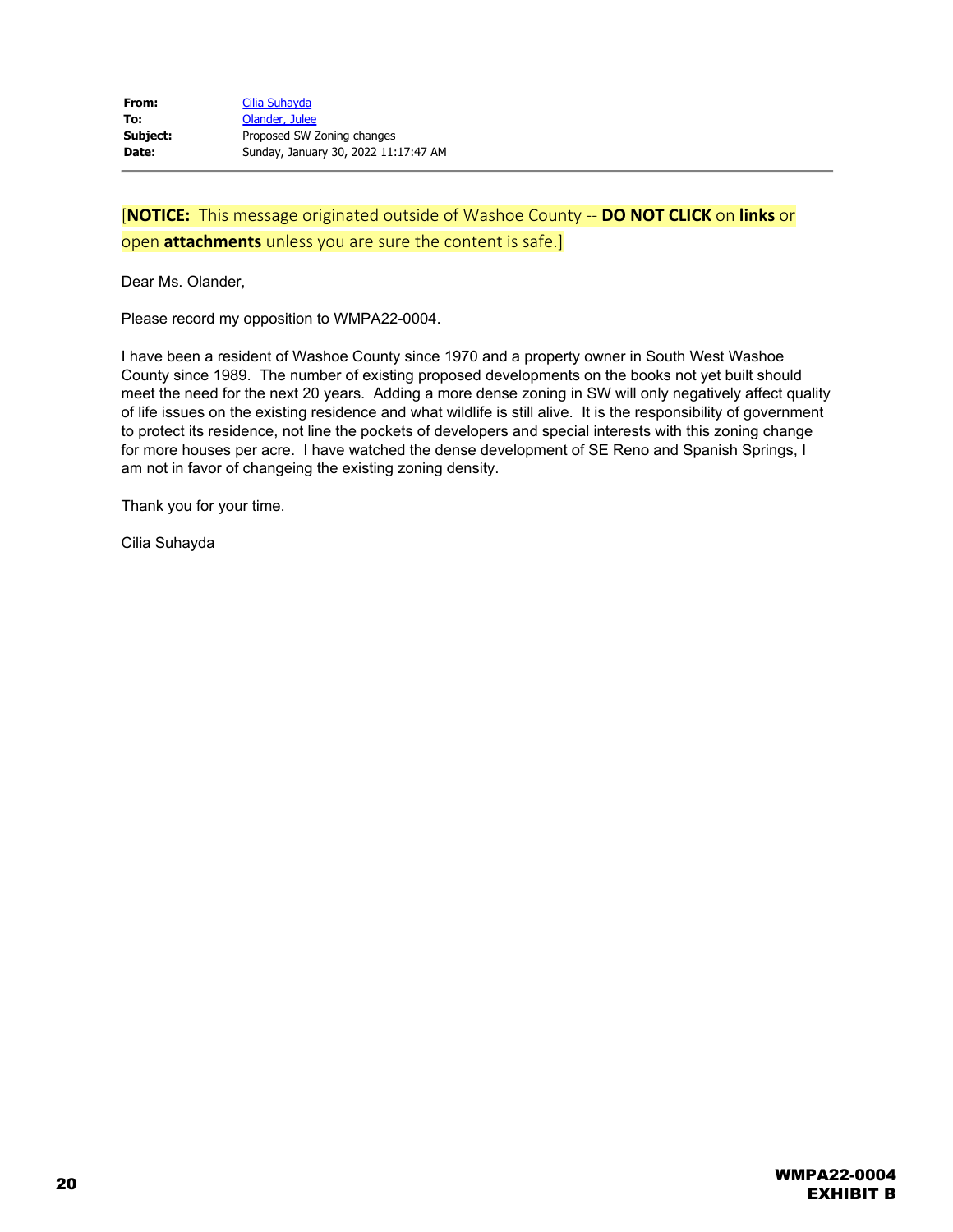| | |
|---|---|
| **From:** | Cilia Suhayda |
| **To:** | Olander, Julee |
| **Subject:** | Proposed SW Zoning changes |
| **Date:** | Sunday, January 30, 2022 11:17:47 AM |

[**NOTICE:** This message originated outside of Washoe County -- **DO NOT CLICK** on **links** or open **attachments** unless you are sure the content is safe.]

Dear Ms. Olander,

Please record my opposition to WMPA22-0004.

I have been a resident of Washoe County since 1970 and a property owner in South West Washoe County since 1989. The number of existing proposed developments on the books not yet built should meet the need for the next 20 years. Adding a more dense zoning in SW will only negatively affect quality of life issues on the existing residence and what wildlife is still alive. It is the responsibility of government to protect its residence, not line the pockets of developers and special interests with this zoning change for more houses per acre. I have watched the dense development of SE Reno and Spanish Springs, I am not in favor of changeing the existing zoning density.

Thank you for your time.

Cilia Suhayda

**WMPA22-0004**
**EXHIBIT B**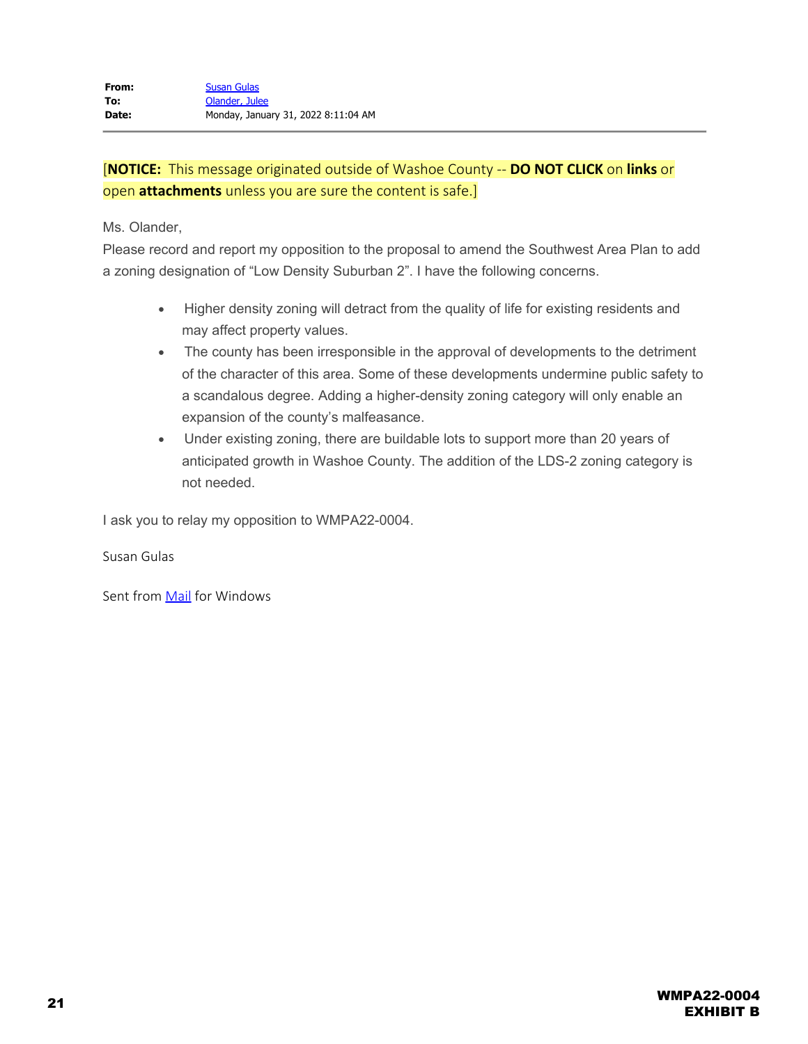**From:** Susan Gulas
**To:** Olander, Julee
**Date:** Monday, January 31, 2022 8:11:04 AM

---

[**NOTICE:** This message originated outside of Washoe County -- **DO NOT CLICK** on **links** or open **attachments** unless you are sure the content is safe.]

Ms. Olander,

Please record and report my opposition to the proposal to amend the Southwest Area Plan to add a zoning designation of "Low Density Suburban 2". I have the following concerns.

- Higher density zoning will detract from the quality of life for existing residents and may affect property values.
- The county has been irresponsible in the approval of developments to the detriment of the character of this area. Some of these developments undermine public safety to a scandalous degree. Adding a higher-density zoning category will only enable an expansion of the county's malfeasance.
- Under existing zoning, there are buildable lots to support more than 20 years of anticipated growth in Washoe County. The addition of the LDS-2 zoning category is not needed.

I ask you to relay my opposition to WMPA22-0004.

Susan Gulas

Sent from Mail for Windows

**WMPA22-0004**
**EXHIBIT B**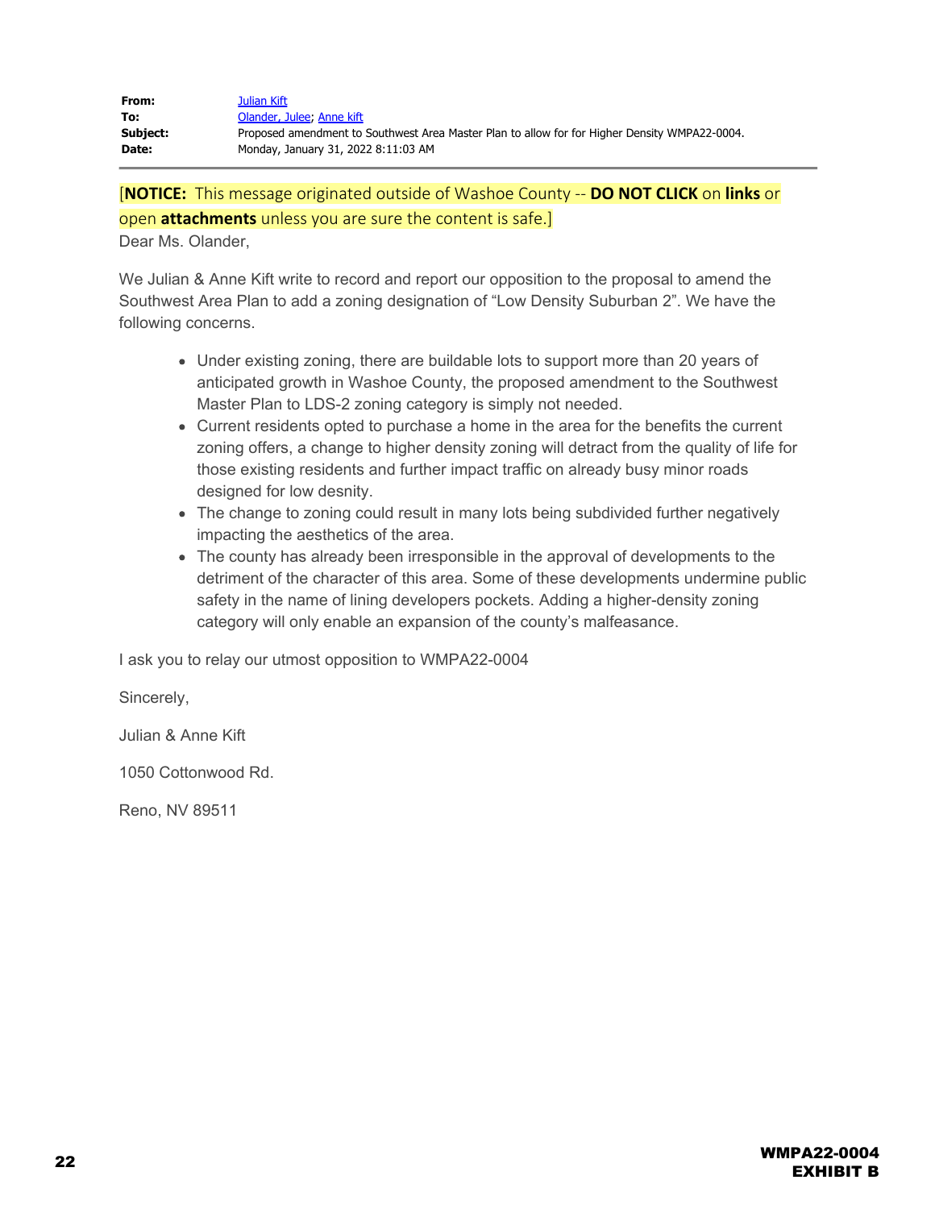| | |
|---|---|
| **From:** | Julian Kift |
| **To:** | Olander, Julee; Anne kift |
| **Subject:** | Proposed amendment to Southwest Area Master Plan to allow for for Higher Density WMPA22-0004. |
| **Date:** | Monday, January 31, 2022 8:11:03 AM |

[**NOTICE:** This message originated outside of Washoe County -- **DO NOT CLICK** on **links** or open **attachments** unless you are sure the content is safe.]

Dear Ms. Olander,

We Julian & Anne Kift write to record and report our opposition to the proposal to amend the Southwest Area Plan to add a zoning designation of "Low Density Suburban 2". We have the following concerns.

- Under existing zoning, there are buildable lots to support more than 20 years of anticipated growth in Washoe County, the proposed amendment to the Southwest Master Plan to LDS-2 zoning category is simply not needed.
- Current residents opted to purchase a home in the area for the benefits the current zoning offers, a change to higher density zoning will detract from the quality of life for those existing residents and further impact traffic on already busy minor roads designed for low desnity.
- The change to zoning could result in many lots being subdivided further negatively impacting the aesthetics of the area.
- The county has already been irresponsible in the approval of developments to the detriment of the character of this area. Some of these developments undermine public safety in the name of lining developers pockets. Adding a higher-density zoning category will only enable an expansion of the county's malfeasance.

I ask you to relay our utmost opposition to WMPA22-0004

Sincerely,

Julian & Anne Kift

1050 Cottonwood Rd.

Reno, NV 89511

WMPA22-0004
EXHIBIT B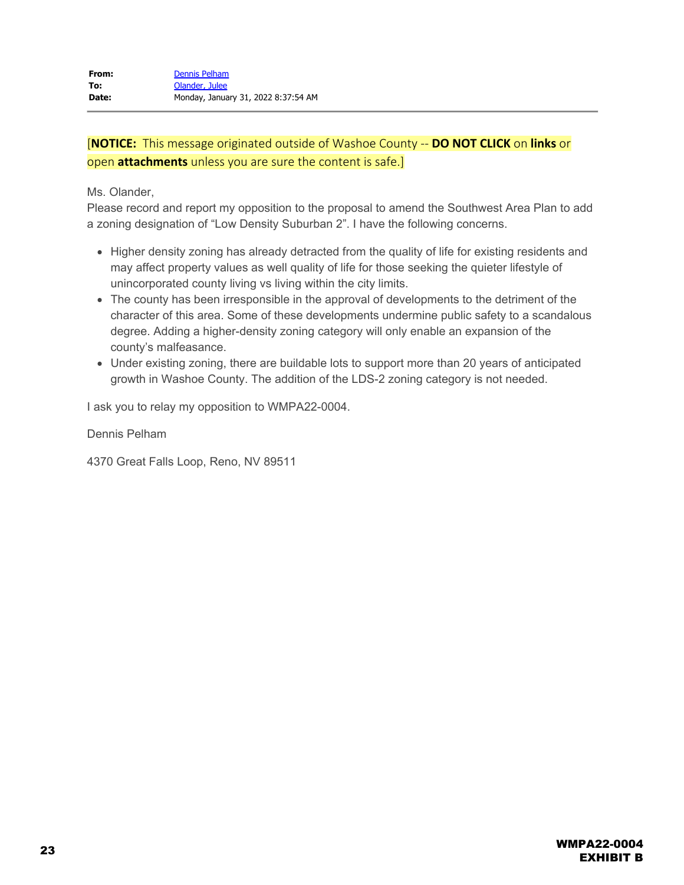**From:** Dennis Pelham
**To:** Olander, Julee
**Date:** Monday, January 31, 2022 8:37:54 AM

---

[**NOTICE:** This message originated outside of Washoe County -- **DO NOT CLICK** on **links** or open **attachments** unless you are sure the content is safe.]

Ms. Olander,

Please record and report my opposition to the proposal to amend the Southwest Area Plan to add a zoning designation of "Low Density Suburban 2". I have the following concerns.

- Higher density zoning has already detracted from the quality of life for existing residents and may affect property values as well quality of life for those seeking the quieter lifestyle of unincorporated county living vs living within the city limits.
- The county has been irresponsible in the approval of developments to the detriment of the character of this area. Some of these developments undermine public safety to a scandalous degree. Adding a higher-density zoning category will only enable an expansion of the county's malfeasance.
- Under existing zoning, there are buildable lots to support more than 20 years of anticipated growth in Washoe County. The addition of the LDS-2 zoning category is not needed.

I ask you to relay my opposition to WMPA22-0004.

Dennis Pelham

4370 Great Falls Loop, Reno, NV 89511

WMPA22-0004
EXHIBIT B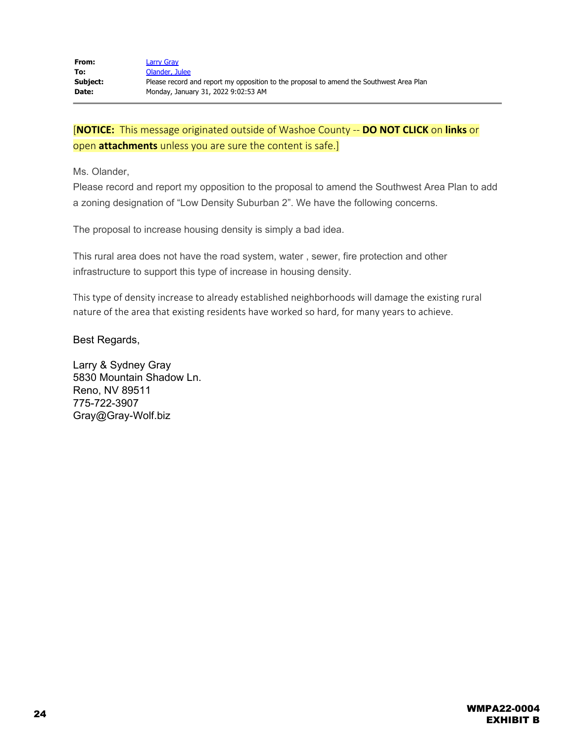| | |
|---|---|
| **From:** | Larry Gray |
| **To:** | Olander, Julee |
| **Subject:** | Please record and report my opposition to the proposal to amend the Southwest Area Plan |
| **Date:** | Monday, January 31, 2022 9:02:53 AM |

[**NOTICE:** This message originated outside of Washoe County -- **DO NOT CLICK** on **links** or open **attachments** unless you are sure the content is safe.]

Ms. Olander,

Please record and report my opposition to the proposal to amend the Southwest Area Plan to add a zoning designation of "Low Density Suburban 2". We have the following concerns.

The proposal to increase housing density is simply a bad idea.

This rural area does not have the road system, water , sewer, fire protection and other infrastructure to support this type of increase in housing density.

This type of density increase to already established neighborhoods will damage the existing rural nature of the area that existing residents have worked so hard, for many years to achieve.

Best Regards,

Larry & Sydney Gray
5830 Mountain Shadow Ln.
Reno, NV 89511
775-722-3907
Gray@Gray-Wolf.biz

WMPA22-0004
EXHIBIT B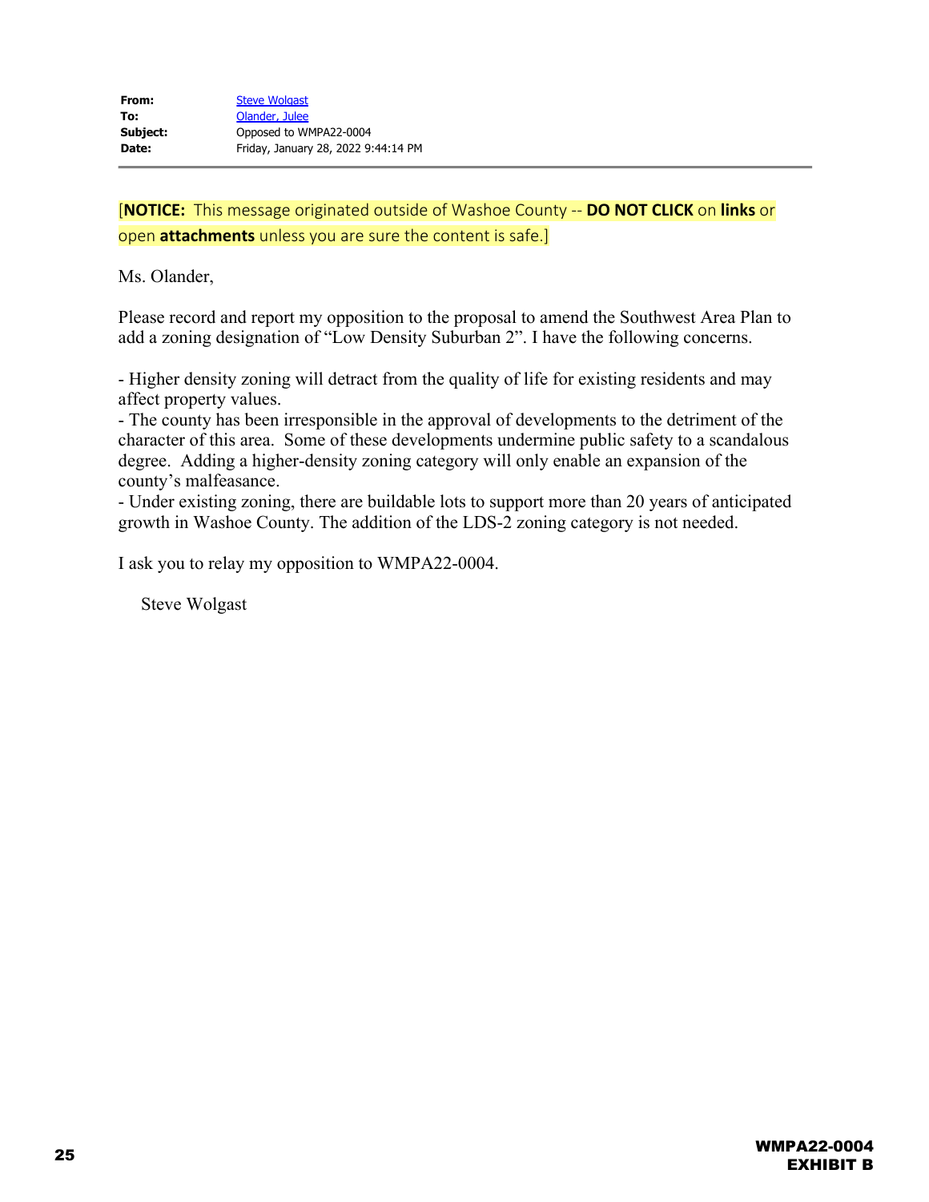| | |
|---|---|
| **From:** | Steve Wolgast |
| **To:** | Olander, Julee |
| **Subject:** | Opposed to WMPA22-0004 |
| **Date:** | Friday, January 28, 2022 9:44:14 PM |

[**NOTICE:** This message originated outside of Washoe County -- **DO NOT CLICK** on **links** or open **attachments** unless you are sure the content is safe.]

Ms. Olander,

Please record and report my opposition to the proposal to amend the Southwest Area Plan to add a zoning designation of "Low Density Suburban 2". I have the following concerns.

- Higher density zoning will detract from the quality of life for existing residents and may affect property values.
- The county has been irresponsible in the approval of developments to the detriment of the character of this area. Some of these developments undermine public safety to a scandalous degree. Adding a higher-density zoning category will only enable an expansion of the county's malfeasance.
- Under existing zoning, there are buildable lots to support more than 20 years of anticipated growth in Washoe County. The addition of the LDS-2 zoning category is not needed.

I ask you to relay my opposition to WMPA22-0004.

Steve Wolgast

**WMPA22-0004**
**EXHIBIT B**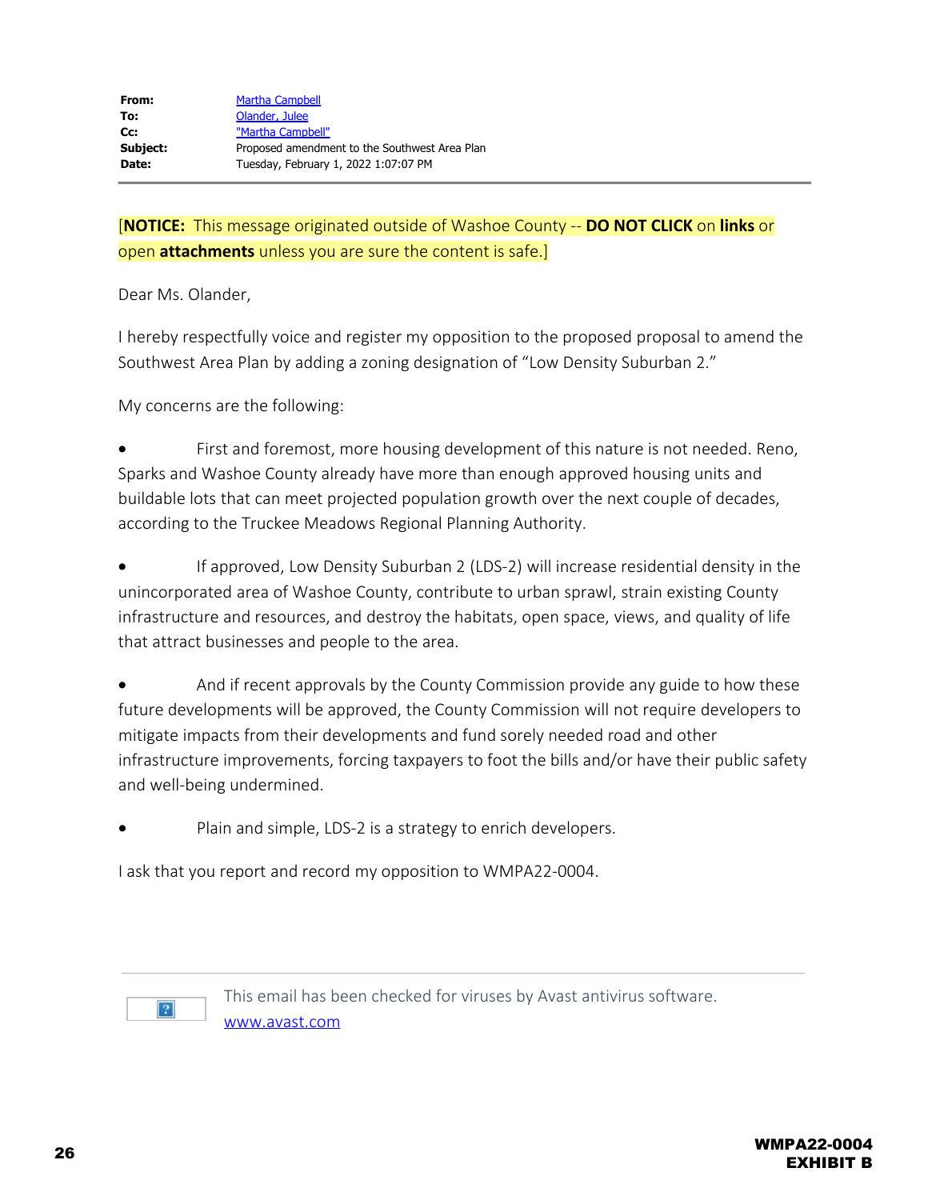| | |
|---|---|
| **From:** | Martha Campbell |
| **To:** | Olander, Julee |
| **Cc:** | "Martha Campbell" |
| **Subject:** | Proposed amendment to the Southwest Area Plan |
| **Date:** | Tuesday, February 1, 2022 1:07:07 PM |

[**NOTICE:** This message originated outside of Washoe County -- **DO NOT CLICK** on **links** or open **attachments** unless you are sure the content is safe.]

Dear Ms. Olander,

I hereby respectfully voice and register my opposition to the proposed proposal to amend the Southwest Area Plan by adding a zoning designation of "Low Density Suburban 2."

My concerns are the following:

- First and foremost, more housing development of this nature is not needed. Reno, Sparks and Washoe County already have more than enough approved housing units and buildable lots that can meet projected population growth over the next couple of decades, according to the Truckee Meadows Regional Planning Authority.

- If approved, Low Density Suburban 2 (LDS-2) will increase residential density in the unincorporated area of Washoe County, contribute to urban sprawl, strain existing County infrastructure and resources, and destroy the habitats, open space, views, and quality of life that attract businesses and people to the area.

- And if recent approvals by the County Commission provide any guide to how these future developments will be approved, the County Commission will not require developers to mitigate impacts from their developments and fund sorely needed road and other infrastructure improvements, forcing taxpayers to foot the bills and/or have their public safety and well-being undermined.

- Plain and simple, LDS-2 is a strategy to enrich developers.

I ask that you report and record my opposition to WMPA22-0004.

This email has been checked for viruses by Avast antivirus software.
www.avast.com

**WMPA22-0004**
**EXHIBIT B**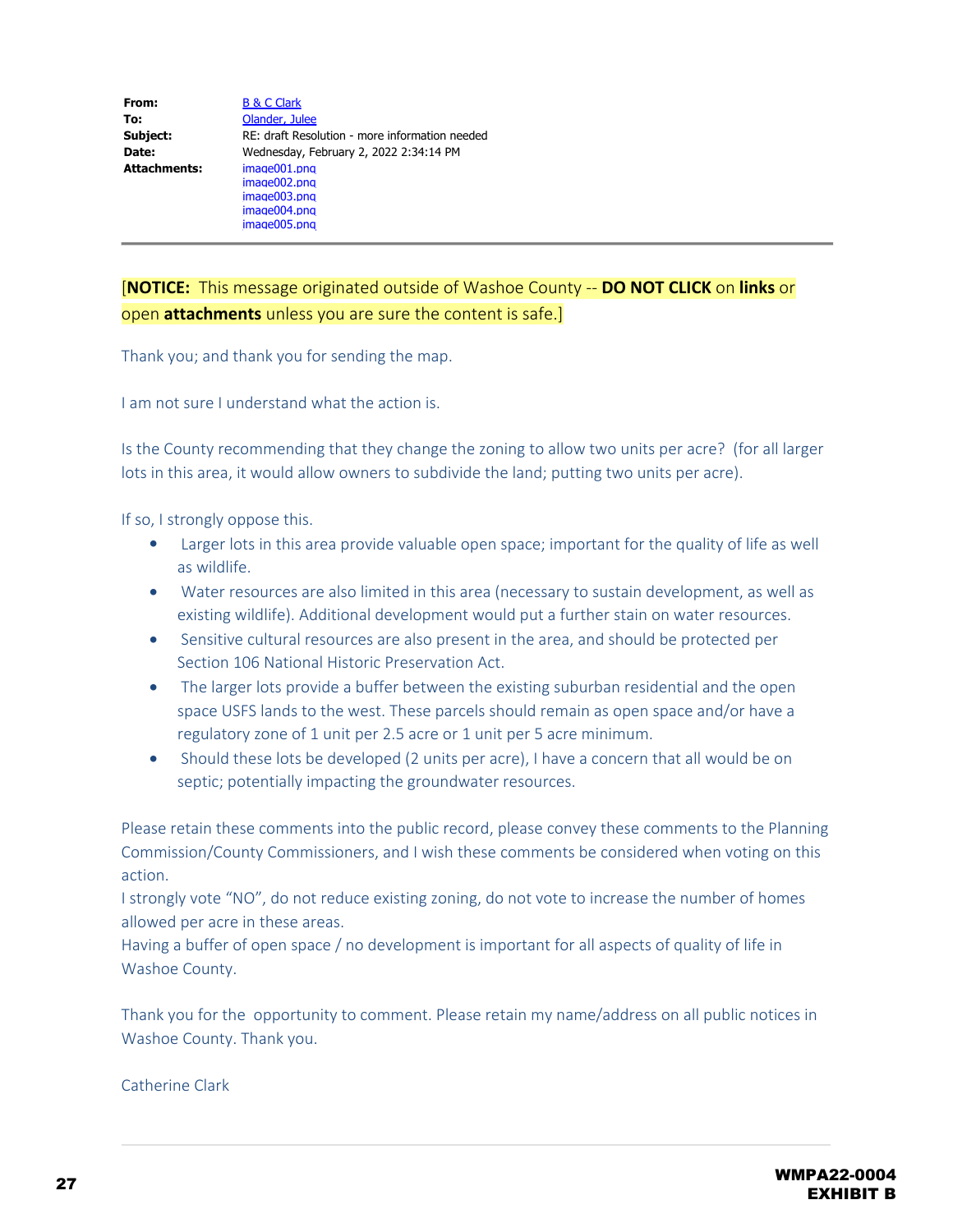| | |
|---|---|
| **From:** | B & C Clark |
| **To:** | Olander, Julee |
| **Subject:** | RE: draft Resolution - more information needed |
| **Date:** | Wednesday, February 2, 2022 2:34:14 PM |
| **Attachments:** | image001.png<br>image002.png<br>image003.png<br>image004.png<br>image005.png |

---

[**NOTICE:** This message originated outside of Washoe County -- **DO NOT CLICK** on **links** or open **attachments** unless you are sure the content is safe.]

Thank you; and thank you for sending the map.

I am not sure I understand what the action is.

Is the County recommending that they change the zoning to allow two units per acre? (for all larger lots in this area, it would allow owners to subdivide the land; putting two units per acre).

If so, I strongly oppose this.

- Larger lots in this area provide valuable open space; important for the quality of life as well as wildlife.
- Water resources are also limited in this area (necessary to sustain development, as well as existing wildlife). Additional development would put a further stain on water resources.
- Sensitive cultural resources are also present in the area, and should be protected per Section 106 National Historic Preservation Act.
- The larger lots provide a buffer between the existing suburban residential and the open space USFS lands to the west. These parcels should remain as open space and/or have a regulatory zone of 1 unit per 2.5 acre or 1 unit per 5 acre minimum.
- Should these lots be developed (2 units per acre), I have a concern that all would be on septic; potentially impacting the groundwater resources.

Please retain these comments into the public record, please convey these comments to the Planning Commission/County Commissioners, and I wish these comments be considered when voting on this action.
I strongly vote "NO", do not reduce existing zoning, do not vote to increase the number of homes allowed per acre in these areas.
Having a buffer of open space / no development is important for all aspects of quality of life in Washoe County.

Thank you for the opportunity to comment. Please retain my name/address on all public notices in Washoe County. Thank you.

Catherine Clark

---

WMPA22-0004
EXHIBIT B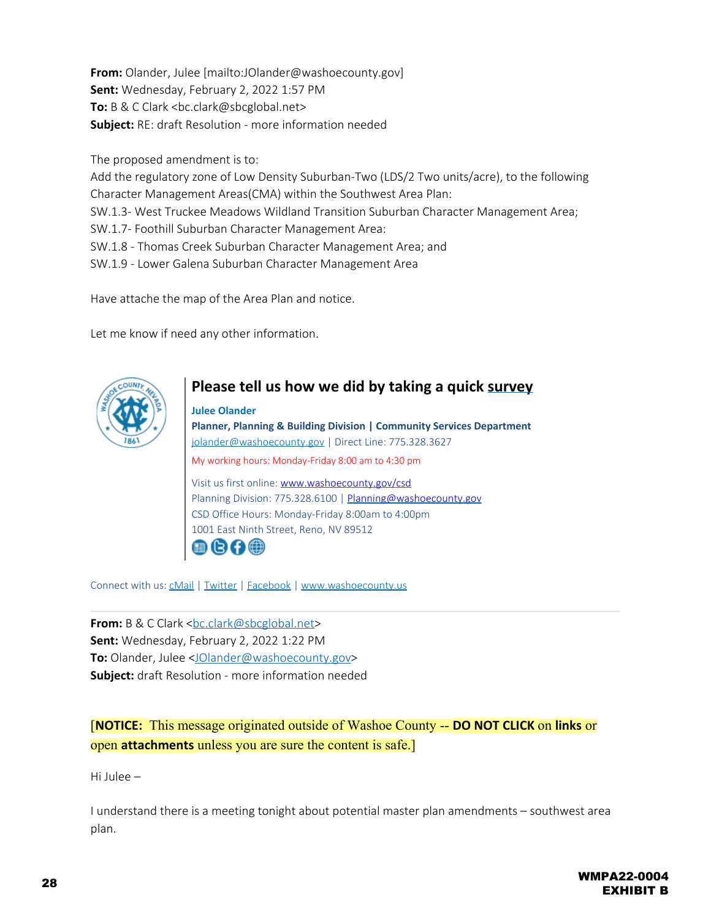**From:** Olander, Julee [mailto:JOlander@washoecounty.gov]
**Sent:** Wednesday, February 2, 2022 1:57 PM
**To:** B & C Clark <bc.clark@sbcglobal.net>
**Subject:** RE: draft Resolution - more information needed

The proposed amendment is to:
Add the regulatory zone of Low Density Suburban-Two (LDS/2 Two units/acre), to the following Character Management Areas(CMA) within the Southwest Area Plan:
SW.1.3- West Truckee Meadows Wildland Transition Suburban Character Management Area;
SW.1.7- Foothill Suburban Character Management Area:
SW.1.8 - Thomas Creek Suburban Character Management Area; and
SW.1.9 - Lower Galena Suburban Character Management Area

Have attache the map of the Area Plan and notice.

Let me know if need any other information.

**Please tell us how we did by taking a quick survey**

**Julee Olander**
**Planner, Planning & Building Division | Community Services Department**
jolander@washoecounty.gov | Direct Line: 775.328.3627
My working hours: Monday-Friday 8:00 am to 4:30 pm

Visit us first online: www.washoecounty.gov/csd
Planning Division: 775.328.6100 | Planning@washoecounty.gov
CSD Office Hours: Monday-Friday 8:00am to 4:00pm
1001 East Ninth Street, Reno, NV 89512

Connect with us: cMail | Twitter | Facebook | www.washoecounty.us

---

**From:** B & C Clark <bc.clark@sbcglobal.net>
**Sent:** Wednesday, February 2, 2022 1:22 PM
**To:** Olander, Julee <JOlander@washoecounty.gov>
**Subject:** draft Resolution - more information needed

[**NOTICE:** This message originated outside of Washoe County -- **DO NOT CLICK** on **links** or open **attachments** unless you are sure the content is safe.]

Hi Julee –

I understand there is a meeting tonight about potential master plan amendments – southwest area plan.

WMPA22-0004
EXHIBIT B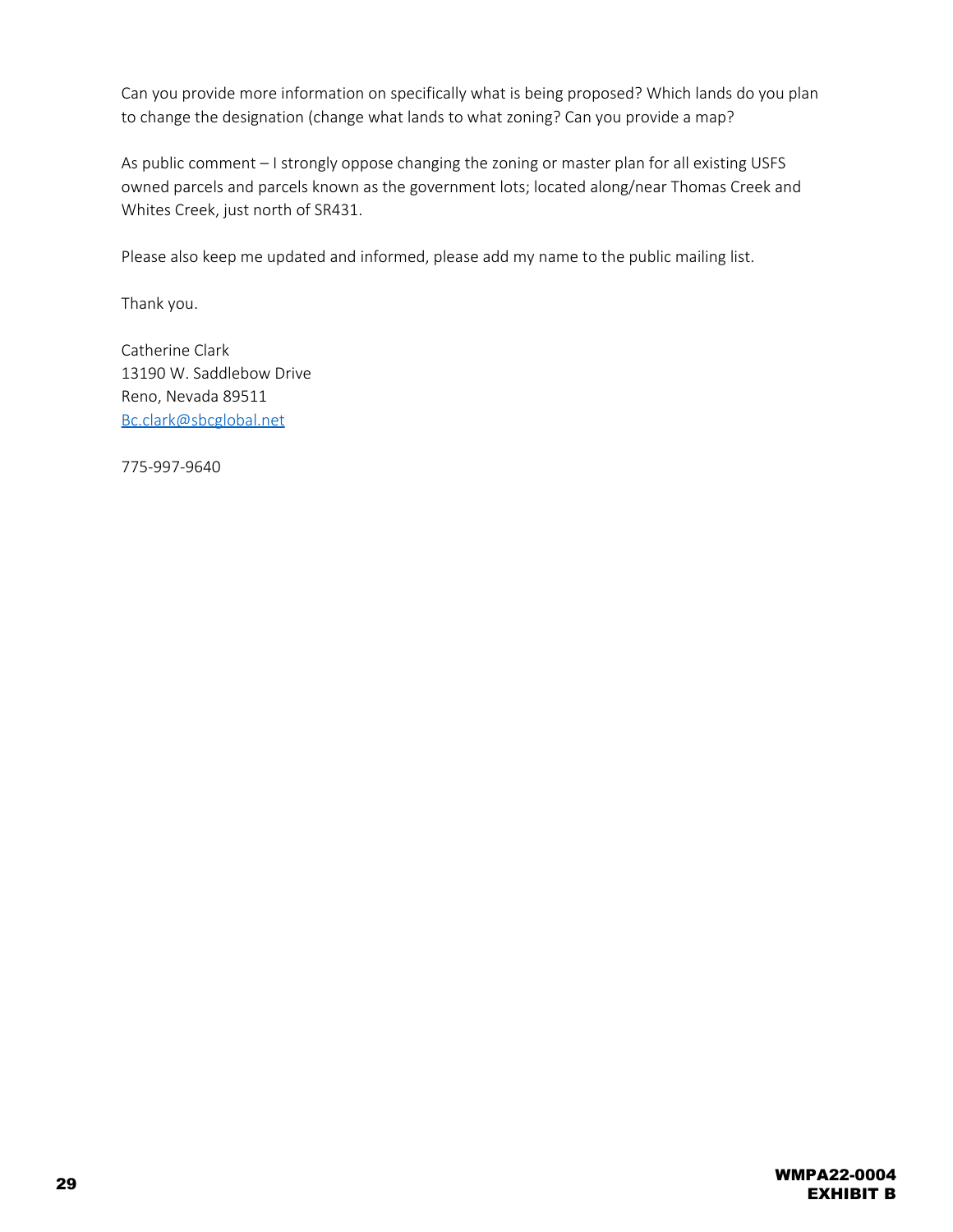Can you provide more information on specifically what is being proposed? Which lands do you plan to change the designation (change what lands to what zoning? Can you provide a map?

As public comment – I strongly oppose changing the zoning or master plan for all existing USFS owned parcels and parcels known as the government lots; located along/near Thomas Creek and Whites Creek, just north of SR431.

Please also keep me updated and informed, please add my name to the public mailing list.

Thank you.

Catherine Clark
13190 W. Saddlebow Drive
Reno, Nevada 89511
Bc.clark@sbcglobal.net

775-997-9640

**WMPA22-0004**
**EXHIBIT B**